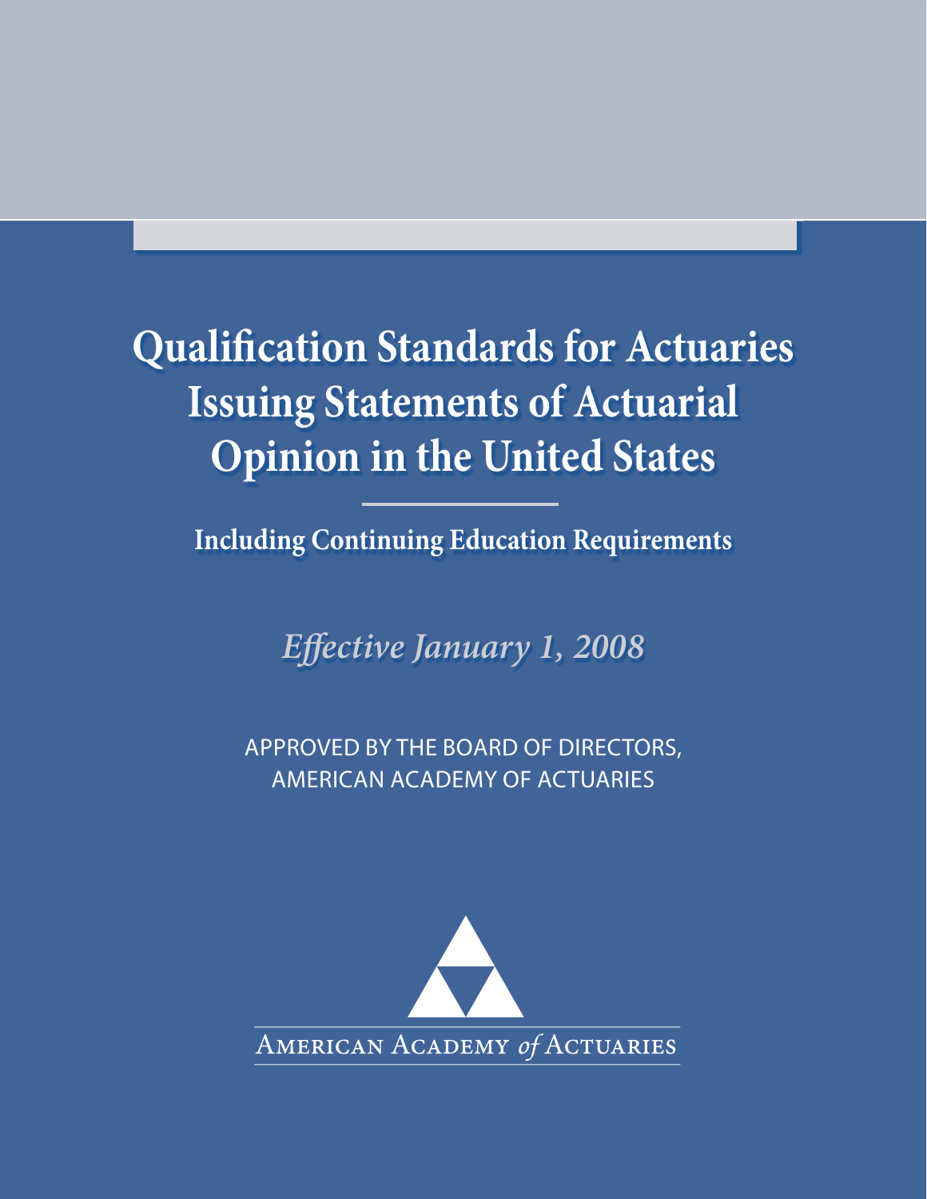# Qualification Standards for Actuaries Issuing Statements of Actuarial Opinion in the United States

## Including Continuing Education Requirements

*Effective January 1, 2008*

APPROVED BY THE BOARD OF DIRECTORS,
AMERICAN ACADEMY OF ACTUARIES

AMERICAN ACADEMY *of* ACTUARIES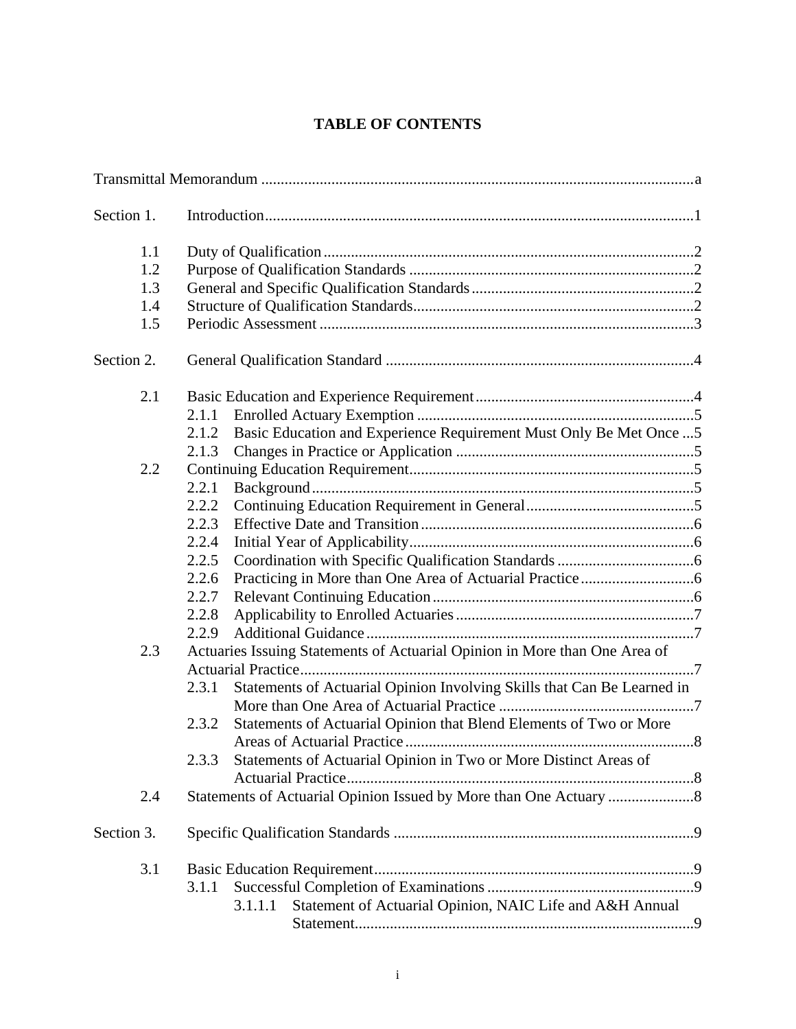# TABLE OF CONTENTS

Transmittal Memorandum ............................................................................................................a

Section 1. Introduction............................................................................................................1

- 1.1 Duty of Qualification ............................................................................................2
- 1.2 Purpose of Qualification Standards .......................................................................2
- 1.3 General and Specific Qualification Standards ........................................................2
- 1.4 Structure of Qualification Standards.......................................................................2
- 1.5 Periodic Assessment ...............................................................................................3

Section 2. General Qualification Standard ..............................................................................4

- 2.1 Basic Education and Experience Requirement.......................................................4
  - 2.1.1 Enrolled Actuary Exemption ......................................................................5
  - 2.1.2 Basic Education and Experience Requirement Must Only Be Met Once ...5
  - 2.1.3 Changes in Practice or Application ............................................................5
- 2.2 Continuing Education Requirement........................................................................5
  - 2.2.1 Background.................................................................................................5
  - 2.2.2 Continuing Education Requirement in General..........................................5
  - 2.2.3 Effective Date and Transition ......................................................................6
  - 2.2.4 Initial Year of Applicability..........................................................................6
  - 2.2.5 Coordination with Specific Qualification Standards ...................................6
  - 2.2.6 Practicing in More than One Area of Actuarial Practice............................6
  - 2.2.7 Relevant Continuing Education..................................................................6
  - 2.2.8 Applicability to Enrolled Actuaries.............................................................7
  - 2.2.9 Additional Guidance ...................................................................................7
- 2.3 Actuaries Issuing Statements of Actuarial Opinion in More than One Area of Actuarial Practice....................................................................................................7
  - 2.3.1 Statements of Actuarial Opinion Involving Skills that Can Be Learned in More than One Area of Actuarial Practice ..................................................7
  - 2.3.2 Statements of Actuarial Opinion that Blend Elements of Two or More Areas of Actuarial Practice.........................................................................8
  - 2.3.3 Statements of Actuarial Opinion in Two or More Distinct Areas of Actuarial Practice........................................................................................8
- 2.4 Statements of Actuarial Opinion Issued by More than One Actuary ......................8

Section 3. Specific Qualification Standards ............................................................................9

- 3.1 Basic Education Requirement.................................................................................9
  - 3.1.1 Successful Completion of Examinations ....................................................9
    - 3.1.1.1 Statement of Actuarial Opinion, NAIC Life and A&H Annual Statement......................................................................................9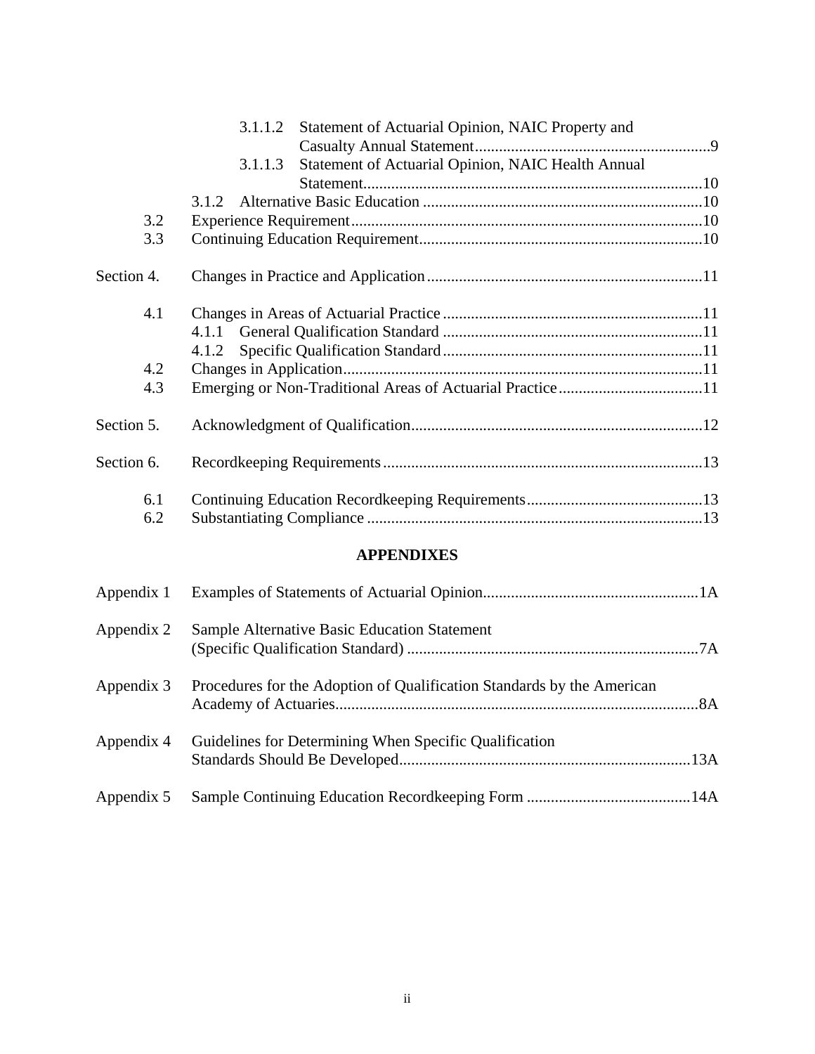3.1.1.2 Statement of Actuarial Opinion, NAIC Property and Casualty Annual Statement...........................................................9

3.1.1.3 Statement of Actuarial Opinion, NAIC Health Annual Statement....................................................................................10

3.1.2 Alternative Basic Education ......................................................................10

3.2 Experience Requirement.......................................................................................10

3.3 Continuing Education Requirement......................................................................10

Section 4. Changes in Practice and Application....................................................................11

4.1 Changes in Areas of Actuarial Practice .................................................................11

4.1.1 General Qualification Standard .................................................................11

4.1.2 Specific Qualification Standard.................................................................11

4.2 Changes in Application.........................................................................................11

4.3 Emerging or Non-Traditional Areas of Actuarial Practice....................................11

Section 5. Acknowledgment of Qualification........................................................................12

Section 6. Recordkeeping Requirements...............................................................................13

6.1 Continuing Education Recordkeeping Requirements...........................................13

6.2 Substantiating Compliance ...................................................................................13

**APPENDIXES**

Appendix 1 Examples of Statements of Actuarial Opinion.....................................................1A

Appendix 2 Sample Alternative Basic Education Statement (Specific Qualification Standard) .........................................................................7A

Appendix 3 Procedures for the Adoption of Qualification Standards by the American Academy of Actuaries...........................................................................................8A

Appendix 4 Guidelines for Determining When Specific Qualification Standards Should Be Developed.........................................................................13A

Appendix 5 Sample Continuing Education Recordkeeping Form .........................................14A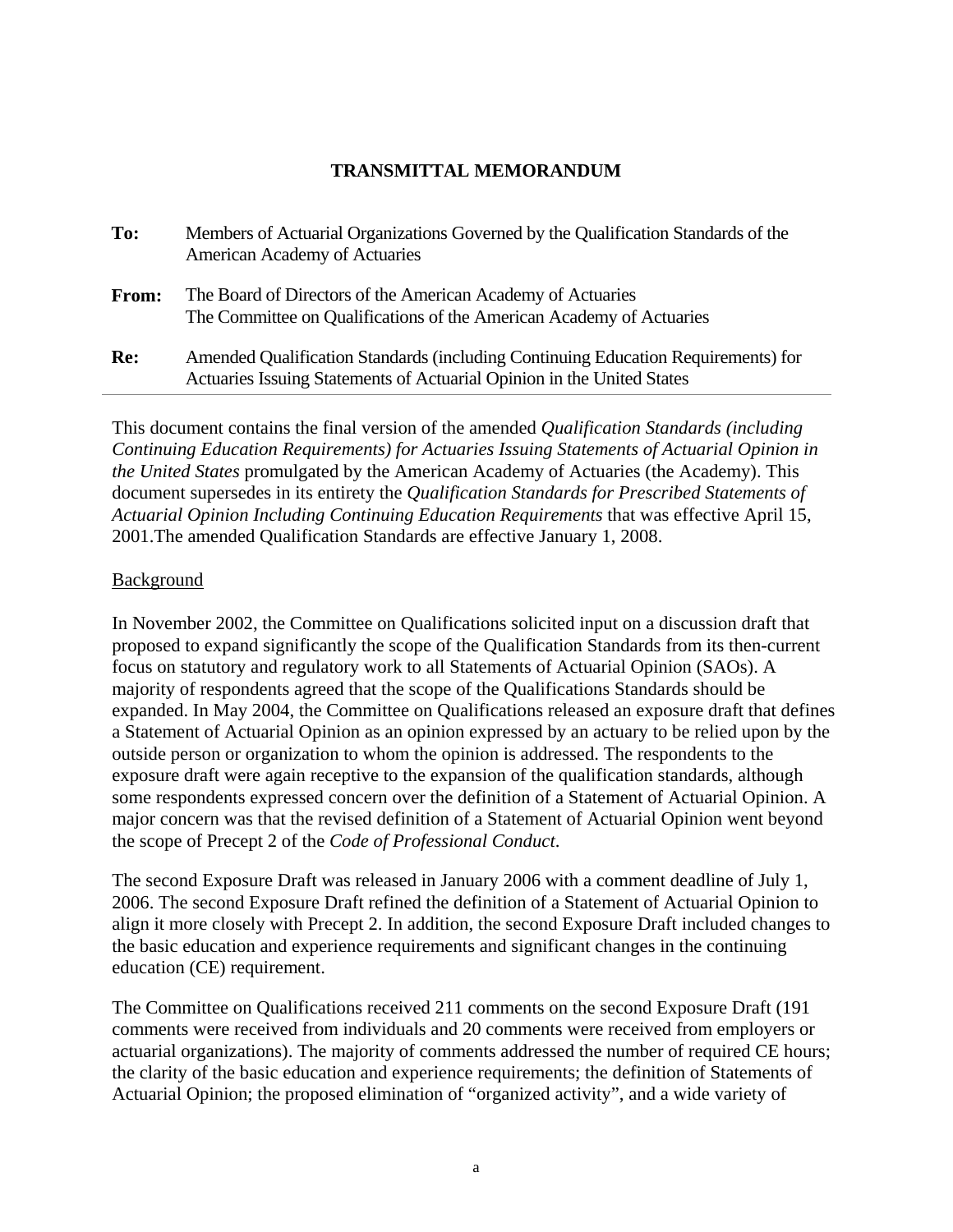# TRANSMITTAL MEMORANDUM

**To:** Members of Actuarial Organizations Governed by the Qualification Standards of the American Academy of Actuaries

**From:** The Board of Directors of the American Academy of Actuaries
The Committee on Qualifications of the American Academy of Actuaries

**Re:** Amended Qualification Standards (including Continuing Education Requirements) for Actuaries Issuing Statements of Actuarial Opinion in the United States

---

This document contains the final version of the amended *Qualification Standards (including Continuing Education Requirements) for Actuaries Issuing Statements of Actuarial Opinion in the United States* promulgated by the American Academy of Actuaries (the Academy). This document supersedes in its entirety the *Qualification Standards for Prescribed Statements of Actuarial Opinion Including Continuing Education Requirements* that was effective April 15, 2001.The amended Qualification Standards are effective January 1, 2008.

<u>Background</u>

In November 2002, the Committee on Qualifications solicited input on a discussion draft that proposed to expand significantly the scope of the Qualification Standards from its then-current focus on statutory and regulatory work to all Statements of Actuarial Opinion (SAOs). A majority of respondents agreed that the scope of the Qualifications Standards should be expanded. In May 2004, the Committee on Qualifications released an exposure draft that defines a Statement of Actuarial Opinion as an opinion expressed by an actuary to be relied upon by the outside person or organization to whom the opinion is addressed. The respondents to the exposure draft were again receptive to the expansion of the qualification standards, although some respondents expressed concern over the definition of a Statement of Actuarial Opinion. A major concern was that the revised definition of a Statement of Actuarial Opinion went beyond the scope of Precept 2 of the *Code of Professional Conduct*.

The second Exposure Draft was released in January 2006 with a comment deadline of July 1, 2006. The second Exposure Draft refined the definition of a Statement of Actuarial Opinion to align it more closely with Precept 2. In addition, the second Exposure Draft included changes to the basic education and experience requirements and significant changes in the continuing education (CE) requirement.

The Committee on Qualifications received 211 comments on the second Exposure Draft (191 comments were received from individuals and 20 comments were received from employers or actuarial organizations). The majority of comments addressed the number of required CE hours; the clarity of the basic education and experience requirements; the definition of Statements of Actuarial Opinion; the proposed elimination of "organized activity", and a wide variety of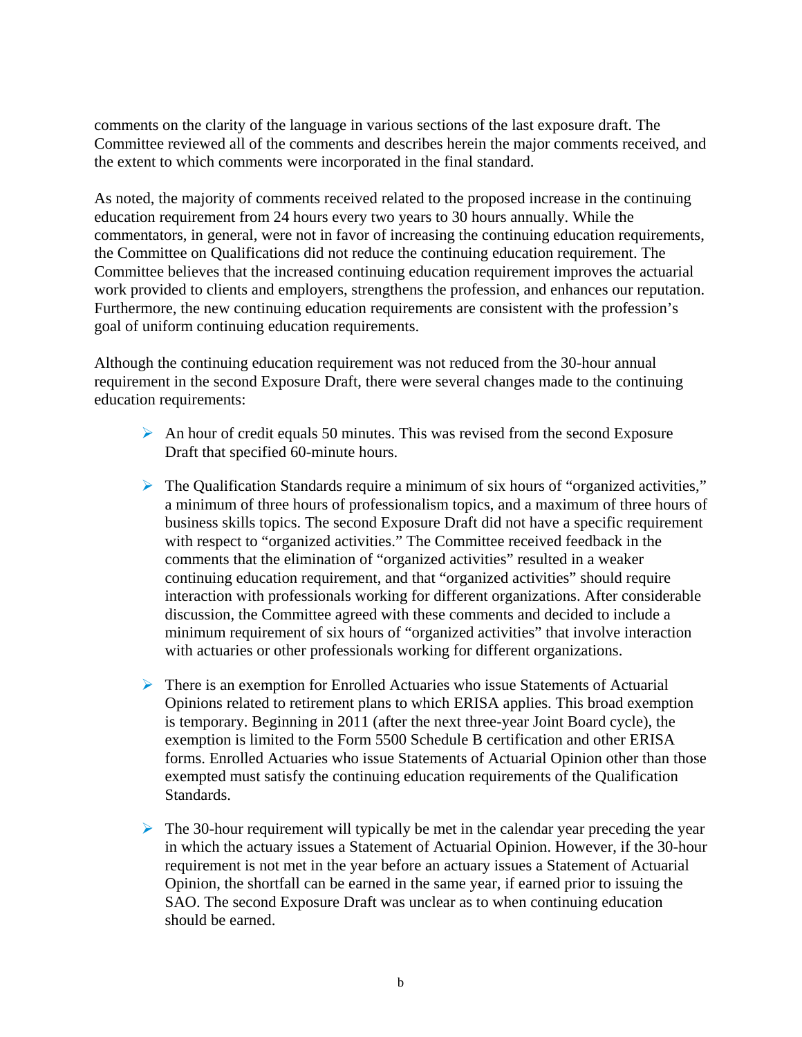comments on the clarity of the language in various sections of the last exposure draft. The Committee reviewed all of the comments and describes herein the major comments received, and the extent to which comments were incorporated in the final standard.

As noted, the majority of comments received related to the proposed increase in the continuing education requirement from 24 hours every two years to 30 hours annually. While the commentators, in general, were not in favor of increasing the continuing education requirements, the Committee on Qualifications did not reduce the continuing education requirement. The Committee believes that the increased continuing education requirement improves the actuarial work provided to clients and employers, strengthens the profession, and enhances our reputation. Furthermore, the new continuing education requirements are consistent with the profession's goal of uniform continuing education requirements.

Although the continuing education requirement was not reduced from the 30-hour annual requirement in the second Exposure Draft, there were several changes made to the continuing education requirements:

- An hour of credit equals 50 minutes. This was revised from the second Exposure Draft that specified 60-minute hours.

- The Qualification Standards require a minimum of six hours of "organized activities," a minimum of three hours of professionalism topics, and a maximum of three hours of business skills topics. The second Exposure Draft did not have a specific requirement with respect to "organized activities." The Committee received feedback in the comments that the elimination of "organized activities" resulted in a weaker continuing education requirement, and that "organized activities" should require interaction with professionals working for different organizations. After considerable discussion, the Committee agreed with these comments and decided to include a minimum requirement of six hours of "organized activities" that involve interaction with actuaries or other professionals working for different organizations.

- There is an exemption for Enrolled Actuaries who issue Statements of Actuarial Opinions related to retirement plans to which ERISA applies. This broad exemption is temporary. Beginning in 2011 (after the next three-year Joint Board cycle), the exemption is limited to the Form 5500 Schedule B certification and other ERISA forms. Enrolled Actuaries who issue Statements of Actuarial Opinion other than those exempted must satisfy the continuing education requirements of the Qualification Standards.

- The 30-hour requirement will typically be met in the calendar year preceding the year in which the actuary issues a Statement of Actuarial Opinion. However, if the 30-hour requirement is not met in the year before an actuary issues a Statement of Actuarial Opinion, the shortfall can be earned in the same year, if earned prior to issuing the SAO. The second Exposure Draft was unclear as to when continuing education should be earned.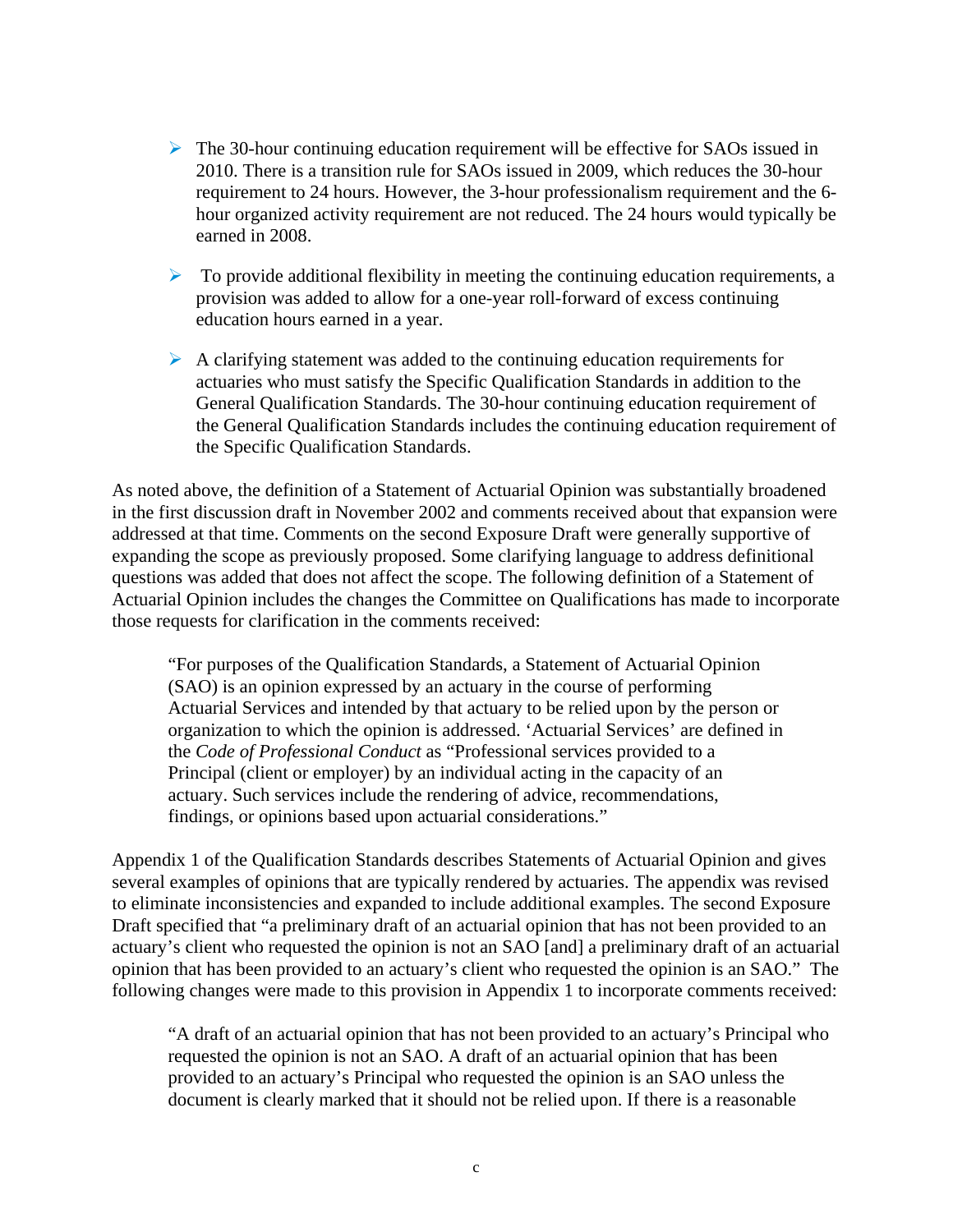- The 30-hour continuing education requirement will be effective for SAOs issued in 2010. There is a transition rule for SAOs issued in 2009, which reduces the 30-hour requirement to 24 hours. However, the 3-hour professionalism requirement and the 6-hour organized activity requirement are not reduced. The 24 hours would typically be earned in 2008.

- To provide additional flexibility in meeting the continuing education requirements, a provision was added to allow for a one-year roll-forward of excess continuing education hours earned in a year.

- A clarifying statement was added to the continuing education requirements for actuaries who must satisfy the Specific Qualification Standards in addition to the General Qualification Standards. The 30-hour continuing education requirement of the General Qualification Standards includes the continuing education requirement of the Specific Qualification Standards.

As noted above, the definition of a Statement of Actuarial Opinion was substantially broadened in the first discussion draft in November 2002 and comments received about that expansion were addressed at that time. Comments on the second Exposure Draft were generally supportive of expanding the scope as previously proposed. Some clarifying language to address definitional questions was added that does not affect the scope. The following definition of a Statement of Actuarial Opinion includes the changes the Committee on Qualifications has made to incorporate those requests for clarification in the comments received:

> "For purposes of the Qualification Standards, a Statement of Actuarial Opinion (SAO) is an opinion expressed by an actuary in the course of performing Actuarial Services and intended by that actuary to be relied upon by the person or organization to which the opinion is addressed. 'Actuarial Services' are defined in the *Code of Professional Conduct* as "Professional services provided to a Principal (client or employer) by an individual acting in the capacity of an actuary. Such services include the rendering of advice, recommendations, findings, or opinions based upon actuarial considerations."

Appendix 1 of the Qualification Standards describes Statements of Actuarial Opinion and gives several examples of opinions that are typically rendered by actuaries. The appendix was revised to eliminate inconsistencies and expanded to include additional examples. The second Exposure Draft specified that "a preliminary draft of an actuarial opinion that has not been provided to an actuary's client who requested the opinion is not an SAO [and] a preliminary draft of an actuarial opinion that has been provided to an actuary's client who requested the opinion is an SAO." The following changes were made to this provision in Appendix 1 to incorporate comments received:

> "A draft of an actuarial opinion that has not been provided to an actuary's Principal who requested the opinion is not an SAO. A draft of an actuarial opinion that has been provided to an actuary's Principal who requested the opinion is an SAO unless the document is clearly marked that it should not be relied upon. If there is a reasonable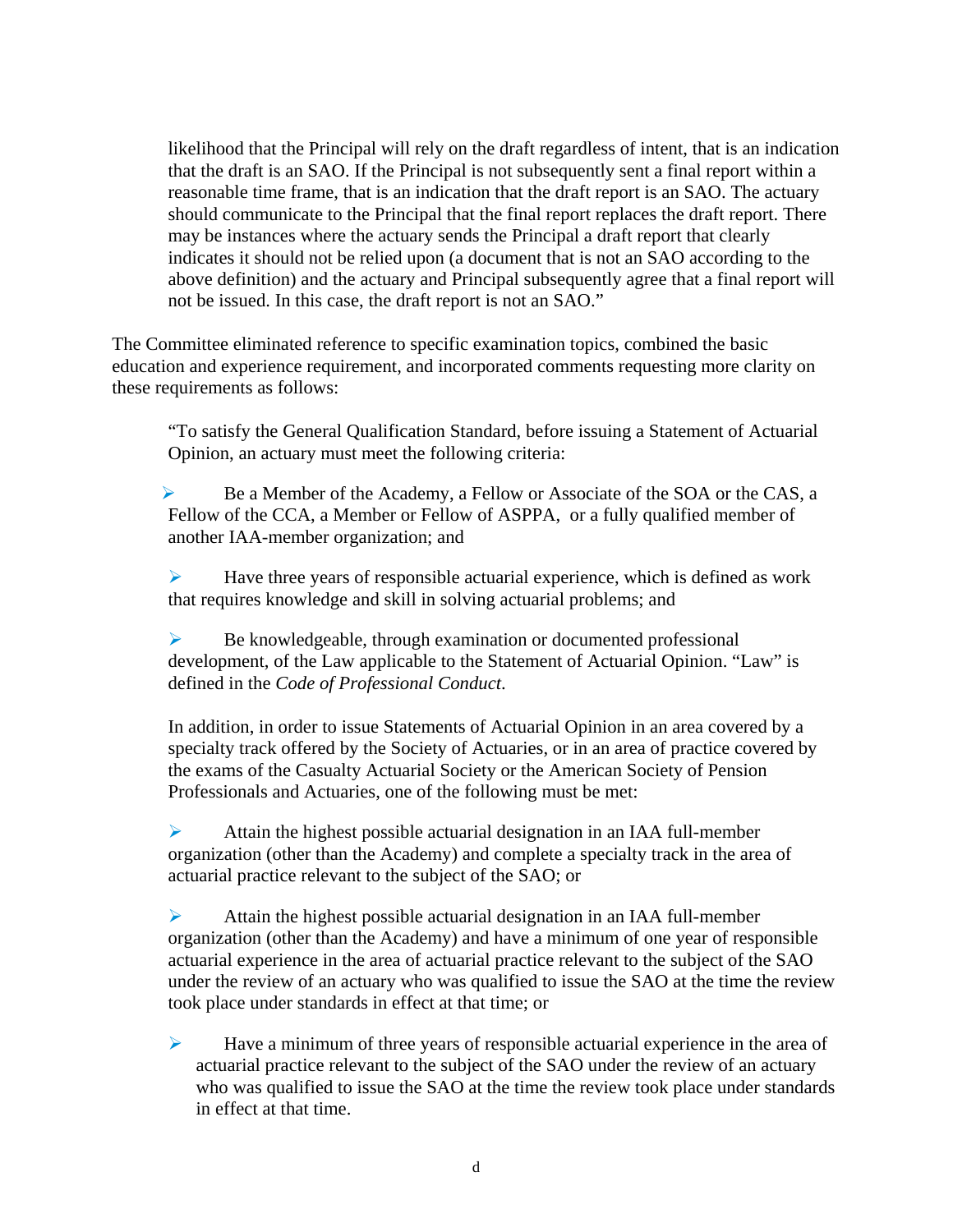likelihood that the Principal will rely on the draft regardless of intent, that is an indication that the draft is an SAO. If the Principal is not subsequently sent a final report within a reasonable time frame, that is an indication that the draft report is an SAO. The actuary should communicate to the Principal that the final report replaces the draft report. There may be instances where the actuary sends the Principal a draft report that clearly indicates it should not be relied upon (a document that is not an SAO according to the above definition) and the actuary and Principal subsequently agree that a final report will not be issued. In this case, the draft report is not an SAO."

The Committee eliminated reference to specific examination topics, combined the basic education and experience requirement, and incorporated comments requesting more clarity on these requirements as follows:

> "To satisfy the General Qualification Standard, before issuing a Statement of Actuarial Opinion, an actuary must meet the following criteria:
>
> - Be a Member of the Academy, a Fellow or Associate of the SOA or the CAS, a Fellow of the CCA, a Member or Fellow of ASPPA, or a fully qualified member of another IAA-member organization; and
> - Have three years of responsible actuarial experience, which is defined as work that requires knowledge and skill in solving actuarial problems; and
> - Be knowledgeable, through examination or documented professional development, of the Law applicable to the Statement of Actuarial Opinion. "Law" is defined in the *Code of Professional Conduct*.
>
> In addition, in order to issue Statements of Actuarial Opinion in an area covered by a specialty track offered by the Society of Actuaries, or in an area of practice covered by the exams of the Casualty Actuarial Society or the American Society of Pension Professionals and Actuaries, one of the following must be met:
>
> - Attain the highest possible actuarial designation in an IAA full-member organization (other than the Academy) and complete a specialty track in the area of actuarial practice relevant to the subject of the SAO; or
> - Attain the highest possible actuarial designation in an IAA full-member organization (other than the Academy) and have a minimum of one year of responsible actuarial experience in the area of actuarial practice relevant to the subject of the SAO under the review of an actuary who was qualified to issue the SAO at the time the review took place under standards in effect at that time; or
> - Have a minimum of three years of responsible actuarial experience in the area of actuarial practice relevant to the subject of the SAO under the review of an actuary who was qualified to issue the SAO at the time the review took place under standards in effect at that time.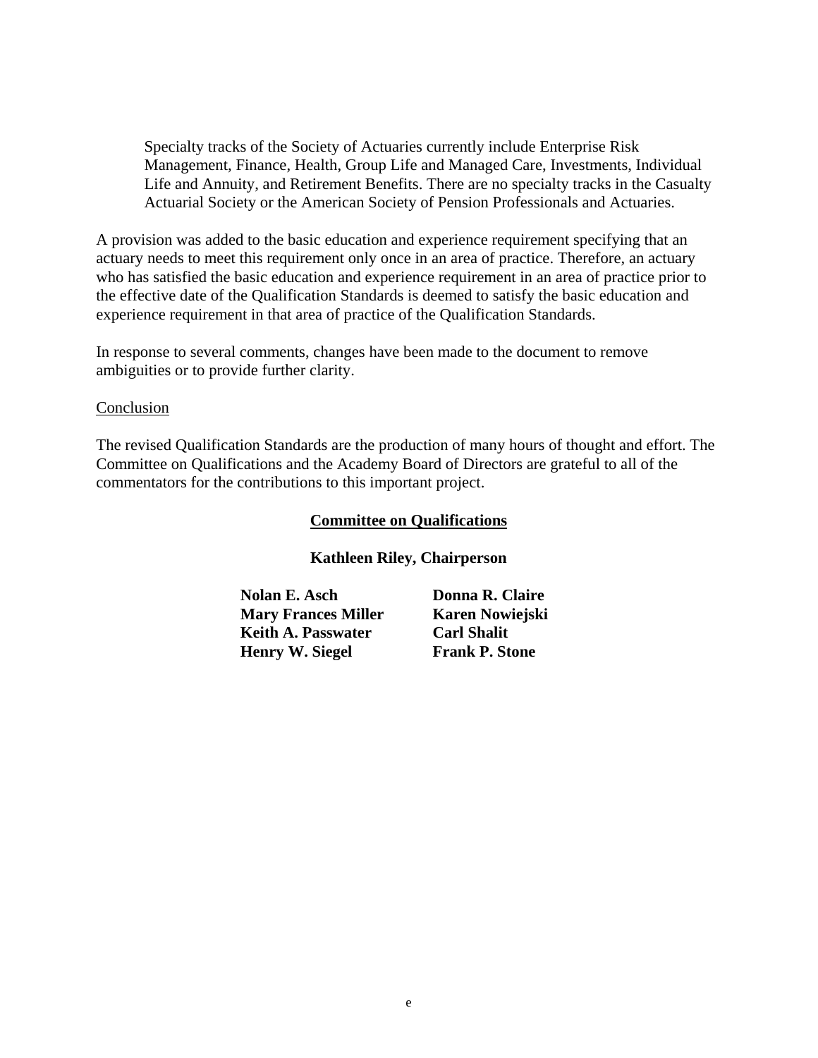> Specialty tracks of the Society of Actuaries currently include Enterprise Risk Management, Finance, Health, Group Life and Managed Care, Investments, Individual Life and Annuity, and Retirement Benefits. There are no specialty tracks in the Casualty Actuarial Society or the American Society of Pension Professionals and Actuaries.

A provision was added to the basic education and experience requirement specifying that an actuary needs to meet this requirement only once in an area of practice. Therefore, an actuary who has satisfied the basic education and experience requirement in an area of practice prior to the effective date of the Qualification Standards is deemed to satisfy the basic education and experience requirement in that area of practice of the Qualification Standards.

In response to several comments, changes have been made to the document to remove ambiguities or to provide further clarity.

<u>Conclusion</u>

The revised Qualification Standards are the production of many hours of thought and effort. The Committee on Qualifications and the Academy Board of Directors are grateful to all of the commentators for the contributions to this important project.

**<u>Committee on Qualifications</u>**

**Kathleen Riley, Chairperson**

| | |
|---|---|
| **Nolan E. Asch** | **Donna R. Claire** |
| **Mary Frances Miller** | **Karen Nowiejski** |
| **Keith A. Passwater** | **Carl Shalit** |
| **Henry W. Siegel** | **Frank P. Stone** |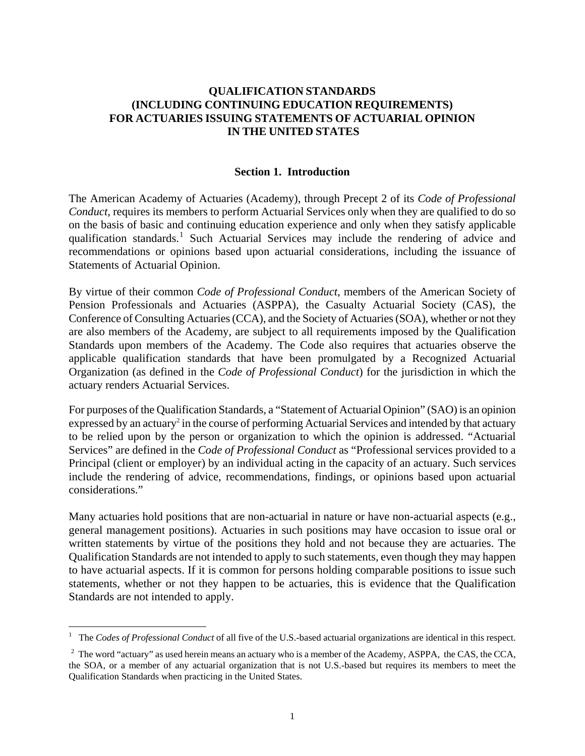# QUALIFICATION STANDARDS (INCLUDING CONTINUING EDUCATION REQUIREMENTS) FOR ACTUARIES ISSUING STATEMENTS OF ACTUARIAL OPINION IN THE UNITED STATES

## Section 1. Introduction

The American Academy of Actuaries (Academy), through Precept 2 of its *Code of Professional Conduct*, requires its members to perform Actuarial Services only when they are qualified to do so on the basis of basic and continuing education experience and only when they satisfy applicable qualification standards.[1] Such Actuarial Services may include the rendering of advice and recommendations or opinions based upon actuarial considerations, including the issuance of Statements of Actuarial Opinion.

By virtue of their common *Code of Professional Conduct*, members of the American Society of Pension Professionals and Actuaries (ASPPA), the Casualty Actuarial Society (CAS), the Conference of Consulting Actuaries (CCA), and the Society of Actuaries (SOA), whether or not they are also members of the Academy, are subject to all requirements imposed by the Qualification Standards upon members of the Academy. The Code also requires that actuaries observe the applicable qualification standards that have been promulgated by a Recognized Actuarial Organization (as defined in the *Code of Professional Conduct*) for the jurisdiction in which the actuary renders Actuarial Services.

For purposes of the Qualification Standards, a "Statement of Actuarial Opinion" (SAO) is an opinion expressed by an actuary[2] in the course of performing Actuarial Services and intended by that actuary to be relied upon by the person or organization to which the opinion is addressed. "Actuarial Services" are defined in the *Code of Professional Conduct* as "Professional services provided to a Principal (client or employer) by an individual acting in the capacity of an actuary. Such services include the rendering of advice, recommendations, findings, or opinions based upon actuarial considerations."

Many actuaries hold positions that are non-actuarial in nature or have non-actuarial aspects (e.g., general management positions). Actuaries in such positions may have occasion to issue oral or written statements by virtue of the positions they hold and not because they are actuaries. The Qualification Standards are not intended to apply to such statements, even though they may happen to have actuarial aspects. If it is common for persons holding comparable positions to issue such statements, whether or not they happen to be actuaries, this is evidence that the Qualification Standards are not intended to apply.

---

[1] The *Codes of Professional Conduct* of all five of the U.S.-based actuarial organizations are identical in this respect.

[2] The word "actuary" as used herein means an actuary who is a member of the Academy, ASPPA, the CAS, the CCA, the SOA, or a member of any actuarial organization that is not U.S.-based but requires its members to meet the Qualification Standards when practicing in the United States.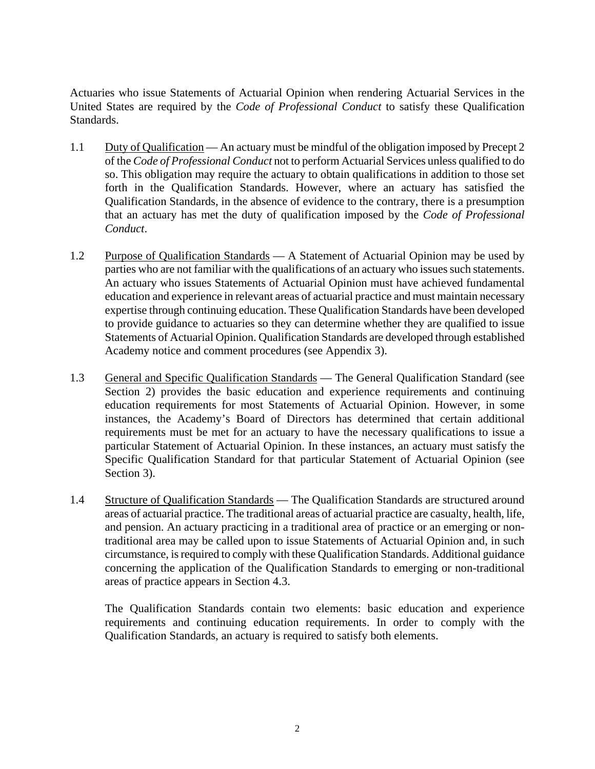Actuaries who issue Statements of Actuarial Opinion when rendering Actuarial Services in the United States are required by the *Code of Professional Conduct* to satisfy these Qualification Standards.

1.1 Duty of Qualification — An actuary must be mindful of the obligation imposed by Precept 2 of the *Code of Professional Conduct* not to perform Actuarial Services unless qualified to do so. This obligation may require the actuary to obtain qualifications in addition to those set forth in the Qualification Standards. However, where an actuary has satisfied the Qualification Standards, in the absence of evidence to the contrary, there is a presumption that an actuary has met the duty of qualification imposed by the *Code of Professional Conduct*.

1.2 Purpose of Qualification Standards — A Statement of Actuarial Opinion may be used by parties who are not familiar with the qualifications of an actuary who issues such statements. An actuary who issues Statements of Actuarial Opinion must have achieved fundamental education and experience in relevant areas of actuarial practice and must maintain necessary expertise through continuing education. These Qualification Standards have been developed to provide guidance to actuaries so they can determine whether they are qualified to issue Statements of Actuarial Opinion. Qualification Standards are developed through established Academy notice and comment procedures (see Appendix 3).

1.3 General and Specific Qualification Standards — The General Qualification Standard (see Section 2) provides the basic education and experience requirements and continuing education requirements for most Statements of Actuarial Opinion. However, in some instances, the Academy's Board of Directors has determined that certain additional requirements must be met for an actuary to have the necessary qualifications to issue a particular Statement of Actuarial Opinion. In these instances, an actuary must satisfy the Specific Qualification Standard for that particular Statement of Actuarial Opinion (see Section 3).

1.4 Structure of Qualification Standards — The Qualification Standards are structured around areas of actuarial practice. The traditional areas of actuarial practice are casualty, health, life, and pension. An actuary practicing in a traditional area of practice or an emerging or non-traditional area may be called upon to issue Statements of Actuarial Opinion and, in such circumstance, is required to comply with these Qualification Standards. Additional guidance concerning the application of the Qualification Standards to emerging or non-traditional areas of practice appears in Section 4.3.

The Qualification Standards contain two elements: basic education and experience requirements and continuing education requirements. In order to comply with the Qualification Standards, an actuary is required to satisfy both elements.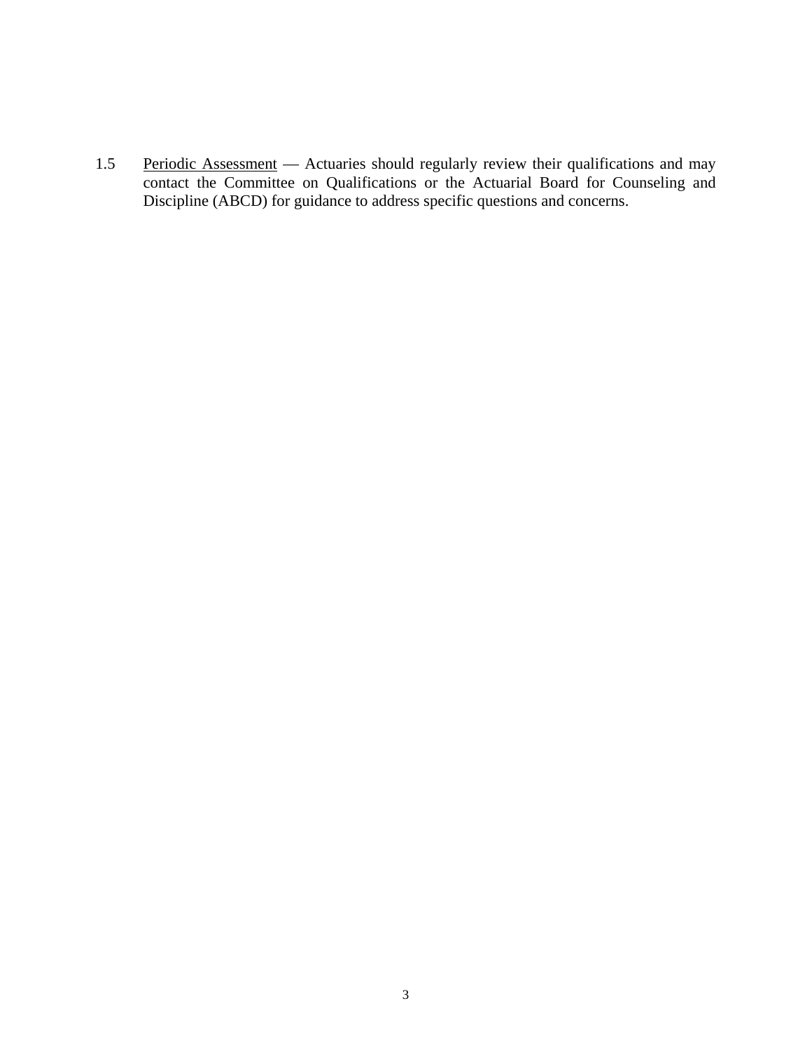1.5 <u>Periodic Assessment</u> — Actuaries should regularly review their qualifications and may contact the Committee on Qualifications or the Actuarial Board for Counseling and Discipline (ABCD) for guidance to address specific questions and concerns.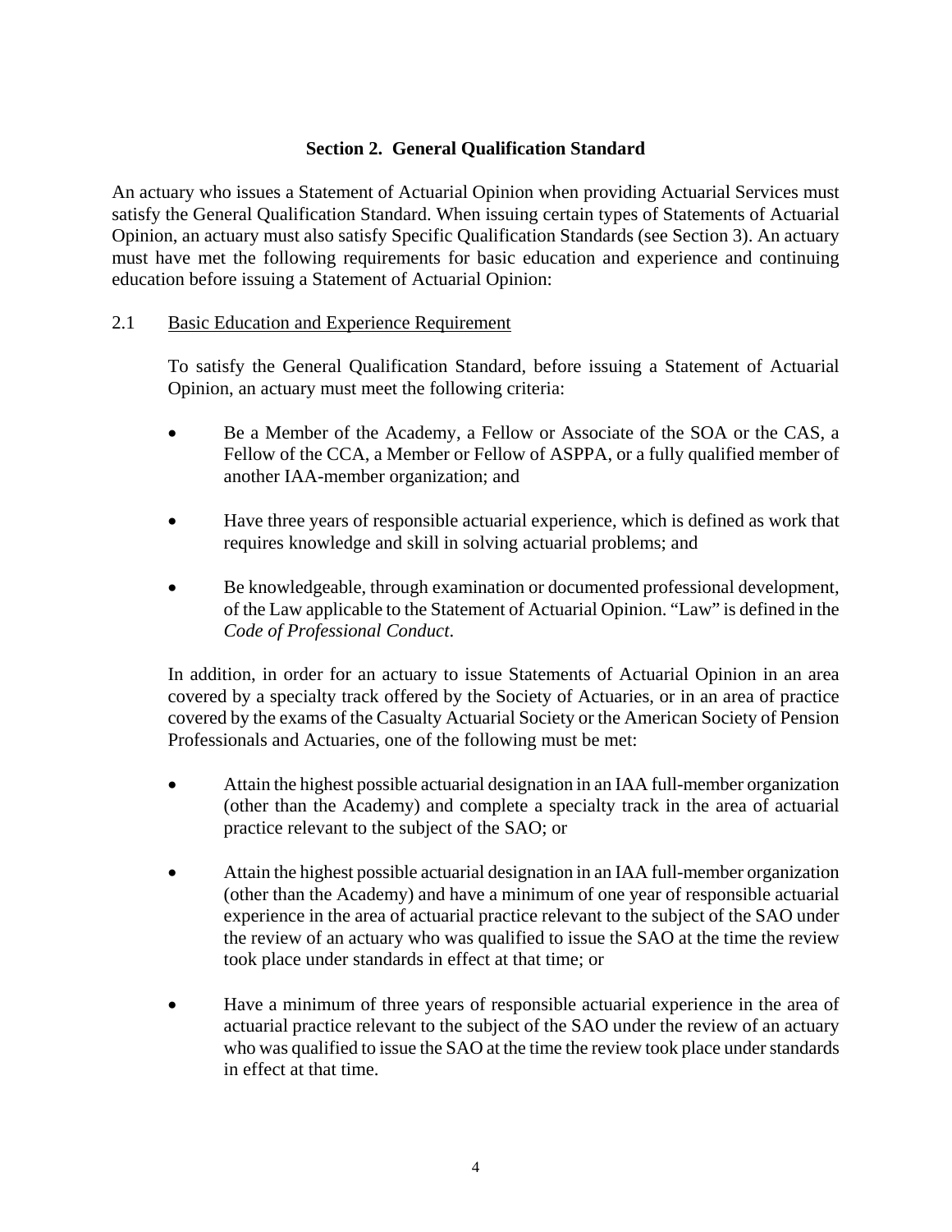## Section 2. General Qualification Standard

An actuary who issues a Statement of Actuarial Opinion when providing Actuarial Services must satisfy the General Qualification Standard. When issuing certain types of Statements of Actuarial Opinion, an actuary must also satisfy Specific Qualification Standards (see Section 3). An actuary must have met the following requirements for basic education and experience and continuing education before issuing a Statement of Actuarial Opinion:

### 2.1 Basic Education and Experience Requirement

To satisfy the General Qualification Standard, before issuing a Statement of Actuarial Opinion, an actuary must meet the following criteria:

- Be a Member of the Academy, a Fellow or Associate of the SOA or the CAS, a Fellow of the CCA, a Member or Fellow of ASPPA, or a fully qualified member of another IAA-member organization; and
- Have three years of responsible actuarial experience, which is defined as work that requires knowledge and skill in solving actuarial problems; and
- Be knowledgeable, through examination or documented professional development, of the Law applicable to the Statement of Actuarial Opinion. "Law" is defined in the *Code of Professional Conduct*.

In addition, in order for an actuary to issue Statements of Actuarial Opinion in an area covered by a specialty track offered by the Society of Actuaries, or in an area of practice covered by the exams of the Casualty Actuarial Society or the American Society of Pension Professionals and Actuaries, one of the following must be met:

- Attain the highest possible actuarial designation in an IAA full-member organization (other than the Academy) and complete a specialty track in the area of actuarial practice relevant to the subject of the SAO; or
- Attain the highest possible actuarial designation in an IAA full-member organization (other than the Academy) and have a minimum of one year of responsible actuarial experience in the area of actuarial practice relevant to the subject of the SAO under the review of an actuary who was qualified to issue the SAO at the time the review took place under standards in effect at that time; or
- Have a minimum of three years of responsible actuarial experience in the area of actuarial practice relevant to the subject of the SAO under the review of an actuary who was qualified to issue the SAO at the time the review took place under standards in effect at that time.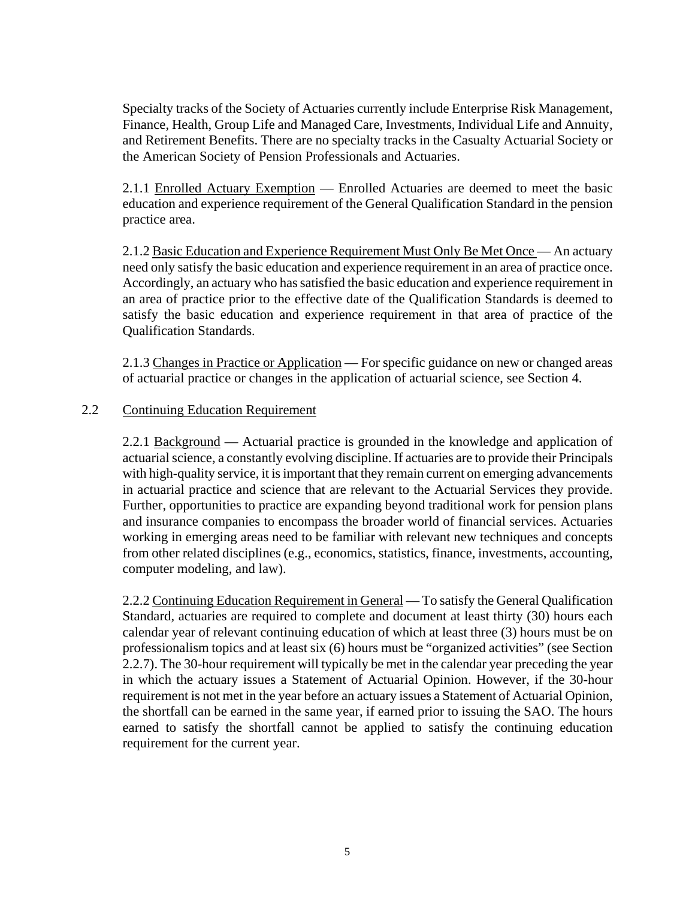Specialty tracks of the Society of Actuaries currently include Enterprise Risk Management, Finance, Health, Group Life and Managed Care, Investments, Individual Life and Annuity, and Retirement Benefits. There are no specialty tracks in the Casualty Actuarial Society or the American Society of Pension Professionals and Actuaries.

2.1.1 Enrolled Actuary Exemption — Enrolled Actuaries are deemed to meet the basic education and experience requirement of the General Qualification Standard in the pension practice area.

2.1.2 Basic Education and Experience Requirement Must Only Be Met Once — An actuary need only satisfy the basic education and experience requirement in an area of practice once. Accordingly, an actuary who has satisfied the basic education and experience requirement in an area of practice prior to the effective date of the Qualification Standards is deemed to satisfy the basic education and experience requirement in that area of practice of the Qualification Standards.

2.1.3 Changes in Practice or Application — For specific guidance on new or changed areas of actuarial practice or changes in the application of actuarial science, see Section 4.

## 2.2 Continuing Education Requirement

2.2.1 Background — Actuarial practice is grounded in the knowledge and application of actuarial science, a constantly evolving discipline. If actuaries are to provide their Principals with high-quality service, it is important that they remain current on emerging advancements in actuarial practice and science that are relevant to the Actuarial Services they provide. Further, opportunities to practice are expanding beyond traditional work for pension plans and insurance companies to encompass the broader world of financial services. Actuaries working in emerging areas need to be familiar with relevant new techniques and concepts from other related disciplines (e.g., economics, statistics, finance, investments, accounting, computer modeling, and law).

2.2.2 Continuing Education Requirement in General — To satisfy the General Qualification Standard, actuaries are required to complete and document at least thirty (30) hours each calendar year of relevant continuing education of which at least three (3) hours must be on professionalism topics and at least six (6) hours must be "organized activities" (see Section 2.2.7). The 30-hour requirement will typically be met in the calendar year preceding the year in which the actuary issues a Statement of Actuarial Opinion. However, if the 30-hour requirement is not met in the year before an actuary issues a Statement of Actuarial Opinion, the shortfall can be earned in the same year, if earned prior to issuing the SAO. The hours earned to satisfy the shortfall cannot be applied to satisfy the continuing education requirement for the current year.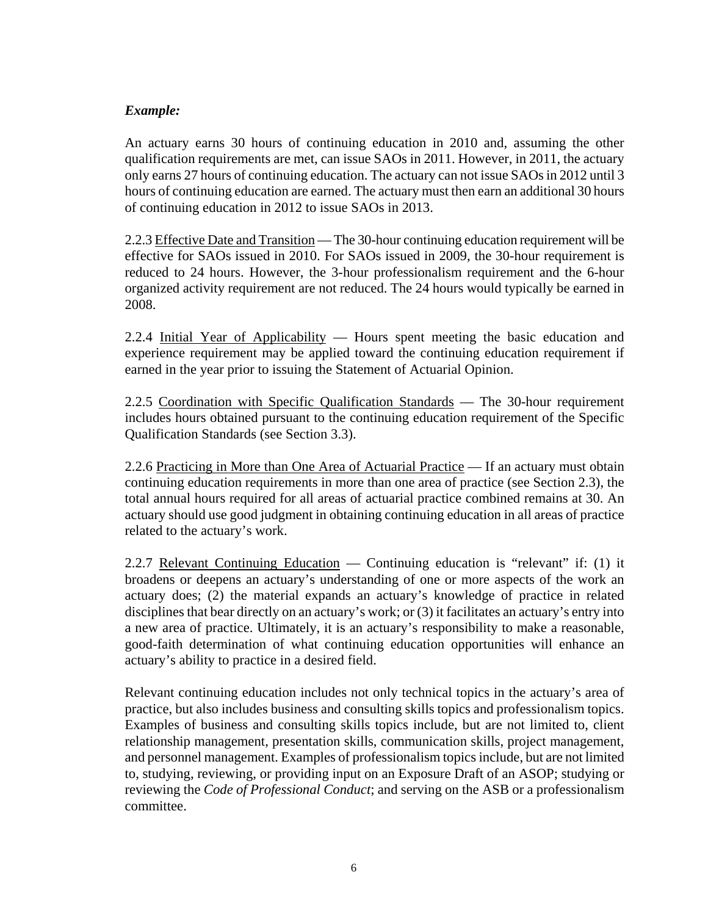***Example:***

An actuary earns 30 hours of continuing education in 2010 and, assuming the other qualification requirements are met, can issue SAOs in 2011. However, in 2011, the actuary only earns 27 hours of continuing education. The actuary can not issue SAOs in 2012 until 3 hours of continuing education are earned. The actuary must then earn an additional 30 hours of continuing education in 2012 to issue SAOs in 2013.

2.2.3 <u>Effective Date and Transition</u> — The 30-hour continuing education requirement will be effective for SAOs issued in 2010. For SAOs issued in 2009, the 30-hour requirement is reduced to 24 hours. However, the 3-hour professionalism requirement and the 6-hour organized activity requirement are not reduced. The 24 hours would typically be earned in 2008.

2.2.4 <u>Initial Year of Applicability</u> — Hours spent meeting the basic education and experience requirement may be applied toward the continuing education requirement if earned in the year prior to issuing the Statement of Actuarial Opinion.

2.2.5 <u>Coordination with Specific Qualification Standards</u> — The 30-hour requirement includes hours obtained pursuant to the continuing education requirement of the Specific Qualification Standards (see Section 3.3).

2.2.6 <u>Practicing in More than One Area of Actuarial Practice</u> — If an actuary must obtain continuing education requirements in more than one area of practice (see Section 2.3), the total annual hours required for all areas of actuarial practice combined remains at 30. An actuary should use good judgment in obtaining continuing education in all areas of practice related to the actuary's work.

2.2.7 <u>Relevant Continuing Education</u> — Continuing education is "relevant" if: (1) it broadens or deepens an actuary's understanding of one or more aspects of the work an actuary does; (2) the material expands an actuary's knowledge of practice in related disciplines that bear directly on an actuary's work; or (3) it facilitates an actuary's entry into a new area of practice. Ultimately, it is an actuary's responsibility to make a reasonable, good-faith determination of what continuing education opportunities will enhance an actuary's ability to practice in a desired field.

Relevant continuing education includes not only technical topics in the actuary's area of practice, but also includes business and consulting skills topics and professionalism topics. Examples of business and consulting skills topics include, but are not limited to, client relationship management, presentation skills, communication skills, project management, and personnel management. Examples of professionalism topics include, but are not limited to, studying, reviewing, or providing input on an Exposure Draft of an ASOP; studying or reviewing the *Code of Professional Conduct*; and serving on the ASB or a professionalism committee.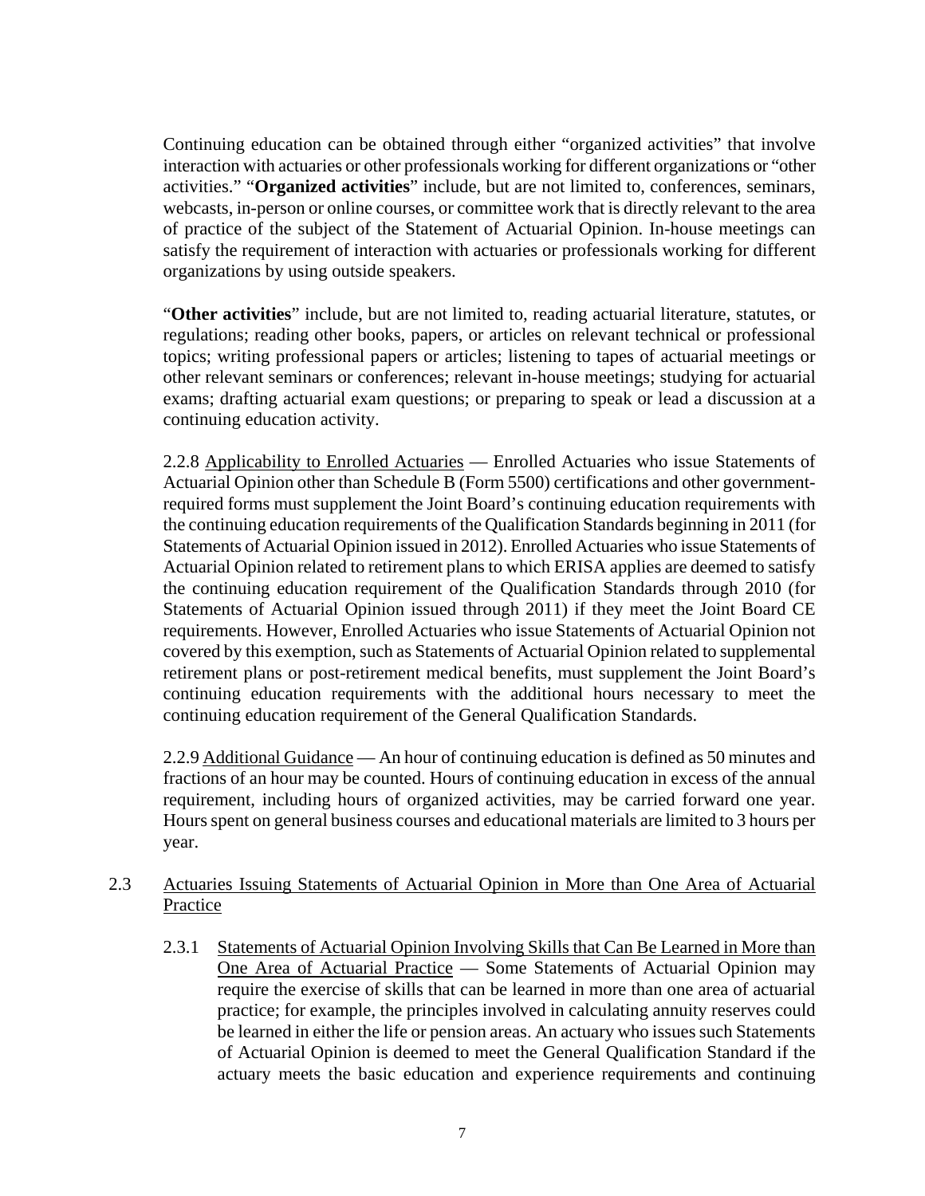Continuing education can be obtained through either "organized activities" that involve interaction with actuaries or other professionals working for different organizations or "other activities." "**Organized activities**" include, but are not limited to, conferences, seminars, webcasts, in-person or online courses, or committee work that is directly relevant to the area of practice of the subject of the Statement of Actuarial Opinion. In-house meetings can satisfy the requirement of interaction with actuaries or professionals working for different organizations by using outside speakers.

"**Other activities**" include, but are not limited to, reading actuarial literature, statutes, or regulations; reading other books, papers, or articles on relevant technical or professional topics; writing professional papers or articles; listening to tapes of actuarial meetings or other relevant seminars or conferences; relevant in-house meetings; studying for actuarial exams; drafting actuarial exam questions; or preparing to speak or lead a discussion at a continuing education activity.

2.2.8 Applicability to Enrolled Actuaries — Enrolled Actuaries who issue Statements of Actuarial Opinion other than Schedule B (Form 5500) certifications and other government-required forms must supplement the Joint Board's continuing education requirements with the continuing education requirements of the Qualification Standards beginning in 2011 (for Statements of Actuarial Opinion issued in 2012). Enrolled Actuaries who issue Statements of Actuarial Opinion related to retirement plans to which ERISA applies are deemed to satisfy the continuing education requirement of the Qualification Standards through 2010 (for Statements of Actuarial Opinion issued through 2011) if they meet the Joint Board CE requirements. However, Enrolled Actuaries who issue Statements of Actuarial Opinion not covered by this exemption, such as Statements of Actuarial Opinion related to supplemental retirement plans or post-retirement medical benefits, must supplement the Joint Board's continuing education requirements with the additional hours necessary to meet the continuing education requirement of the General Qualification Standards.

2.2.9 Additional Guidance — An hour of continuing education is defined as 50 minutes and fractions of an hour may be counted. Hours of continuing education in excess of the annual requirement, including hours of organized activities, may be carried forward one year. Hours spent on general business courses and educational materials are limited to 3 hours per year.

2.3 Actuaries Issuing Statements of Actuarial Opinion in More than One Area of Actuarial Practice

2.3.1 Statements of Actuarial Opinion Involving Skills that Can Be Learned in More than One Area of Actuarial Practice — Some Statements of Actuarial Opinion may require the exercise of skills that can be learned in more than one area of actuarial practice; for example, the principles involved in calculating annuity reserves could be learned in either the life or pension areas. An actuary who issues such Statements of Actuarial Opinion is deemed to meet the General Qualification Standard if the actuary meets the basic education and experience requirements and continuing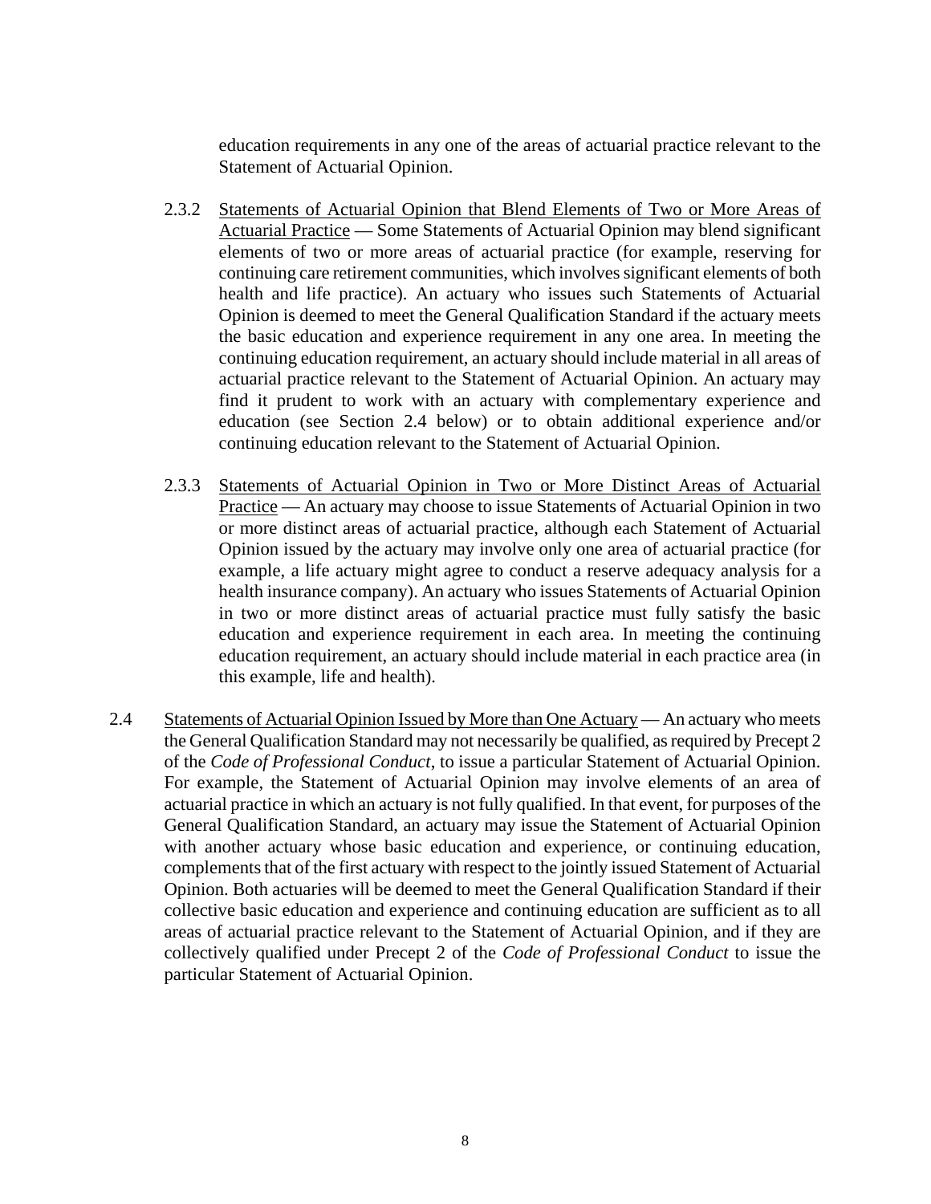education requirements in any one of the areas of actuarial practice relevant to the Statement of Actuarial Opinion.

2.3.2 Statements of Actuarial Opinion that Blend Elements of Two or More Areas of Actuarial Practice — Some Statements of Actuarial Opinion may blend significant elements of two or more areas of actuarial practice (for example, reserving for continuing care retirement communities, which involves significant elements of both health and life practice). An actuary who issues such Statements of Actuarial Opinion is deemed to meet the General Qualification Standard if the actuary meets the basic education and experience requirement in any one area. In meeting the continuing education requirement, an actuary should include material in all areas of actuarial practice relevant to the Statement of Actuarial Opinion. An actuary may find it prudent to work with an actuary with complementary experience and education (see Section 2.4 below) or to obtain additional experience and/or continuing education relevant to the Statement of Actuarial Opinion.

2.3.3 Statements of Actuarial Opinion in Two or More Distinct Areas of Actuarial Practice — An actuary may choose to issue Statements of Actuarial Opinion in two or more distinct areas of actuarial practice, although each Statement of Actuarial Opinion issued by the actuary may involve only one area of actuarial practice (for example, a life actuary might agree to conduct a reserve adequacy analysis for a health insurance company). An actuary who issues Statements of Actuarial Opinion in two or more distinct areas of actuarial practice must fully satisfy the basic education and experience requirement in each area. In meeting the continuing education requirement, an actuary should include material in each practice area (in this example, life and health).

2.4 Statements of Actuarial Opinion Issued by More than One Actuary — An actuary who meets the General Qualification Standard may not necessarily be qualified, as required by Precept 2 of the *Code of Professional Conduct*, to issue a particular Statement of Actuarial Opinion. For example, the Statement of Actuarial Opinion may involve elements of an area of actuarial practice in which an actuary is not fully qualified. In that event, for purposes of the General Qualification Standard, an actuary may issue the Statement of Actuarial Opinion with another actuary whose basic education and experience, or continuing education, complements that of the first actuary with respect to the jointly issued Statement of Actuarial Opinion. Both actuaries will be deemed to meet the General Qualification Standard if their collective basic education and experience and continuing education are sufficient as to all areas of actuarial practice relevant to the Statement of Actuarial Opinion, and if they are collectively qualified under Precept 2 of the *Code of Professional Conduct* to issue the particular Statement of Actuarial Opinion.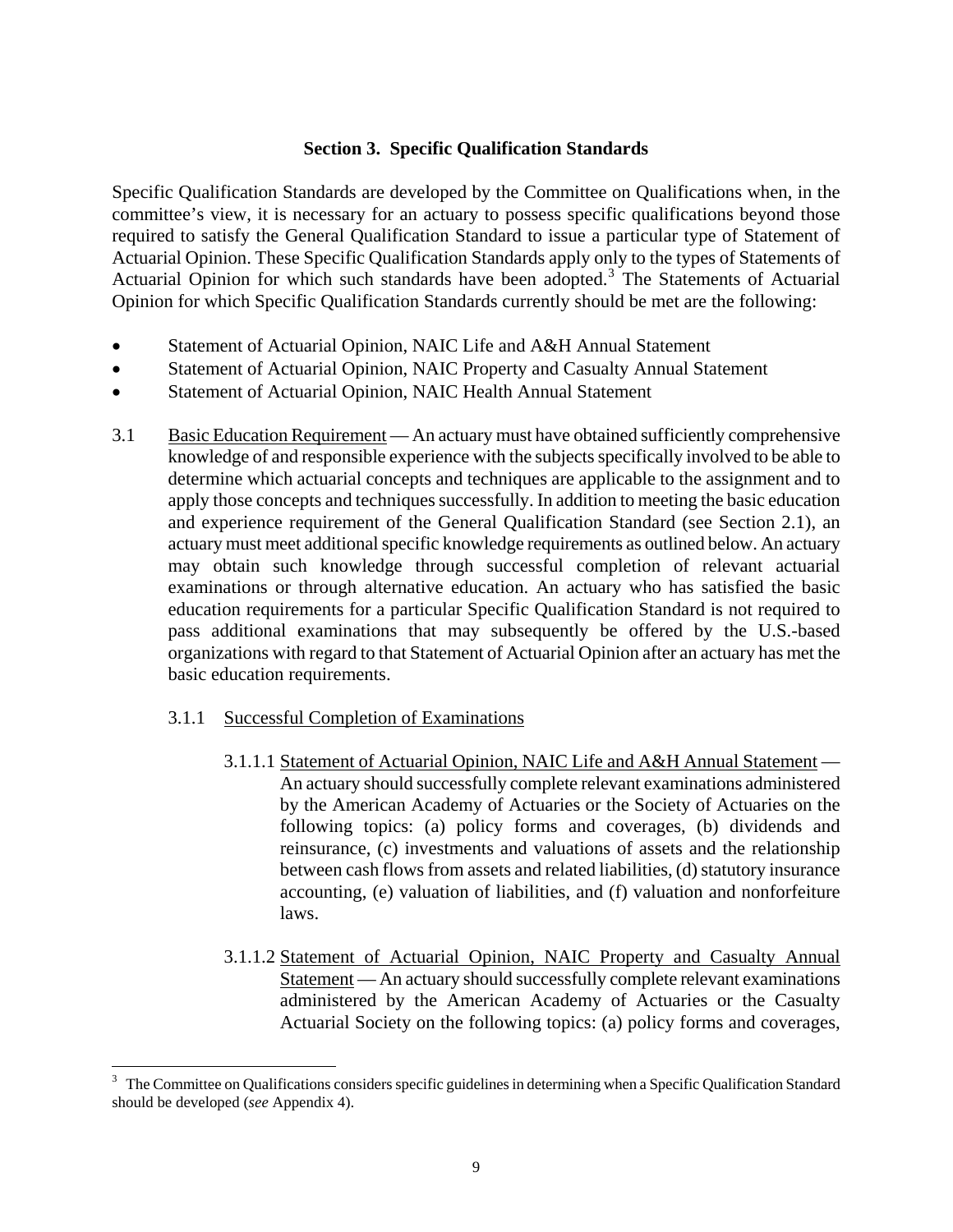## Section 3. Specific Qualification Standards

Specific Qualification Standards are developed by the Committee on Qualifications when, in the committee's view, it is necessary for an actuary to possess specific qualifications beyond those required to satisfy the General Qualification Standard to issue a particular type of Statement of Actuarial Opinion. These Specific Qualification Standards apply only to the types of Statements of Actuarial Opinion for which such standards have been adopted.[3] The Statements of Actuarial Opinion for which Specific Qualification Standards currently should be met are the following:

- Statement of Actuarial Opinion, NAIC Life and A&H Annual Statement
- Statement of Actuarial Opinion, NAIC Property and Casualty Annual Statement
- Statement of Actuarial Opinion, NAIC Health Annual Statement

3.1 Basic Education Requirement — An actuary must have obtained sufficiently comprehensive knowledge of and responsible experience with the subjects specifically involved to be able to determine which actuarial concepts and techniques are applicable to the assignment and to apply those concepts and techniques successfully. In addition to meeting the basic education and experience requirement of the General Qualification Standard (see Section 2.1), an actuary must meet additional specific knowledge requirements as outlined below. An actuary may obtain such knowledge through successful completion of relevant actuarial examinations or through alternative education. An actuary who has satisfied the basic education requirements for a particular Specific Qualification Standard is not required to pass additional examinations that may subsequently be offered by the U.S.-based organizations with regard to that Statement of Actuarial Opinion after an actuary has met the basic education requirements.

3.1.1 Successful Completion of Examinations

3.1.1.1 Statement of Actuarial Opinion, NAIC Life and A&H Annual Statement — An actuary should successfully complete relevant examinations administered by the American Academy of Actuaries or the Society of Actuaries on the following topics: (a) policy forms and coverages, (b) dividends and reinsurance, (c) investments and valuations of assets and the relationship between cash flows from assets and related liabilities, (d) statutory insurance accounting, (e) valuation of liabilities, and (f) valuation and nonforfeiture laws.

3.1.1.2 Statement of Actuarial Opinion, NAIC Property and Casualty Annual Statement — An actuary should successfully complete relevant examinations administered by the American Academy of Actuaries or the Casualty Actuarial Society on the following topics: (a) policy forms and coverages,

[3] The Committee on Qualifications considers specific guidelines in determining when a Specific Qualification Standard should be developed (*see* Appendix 4).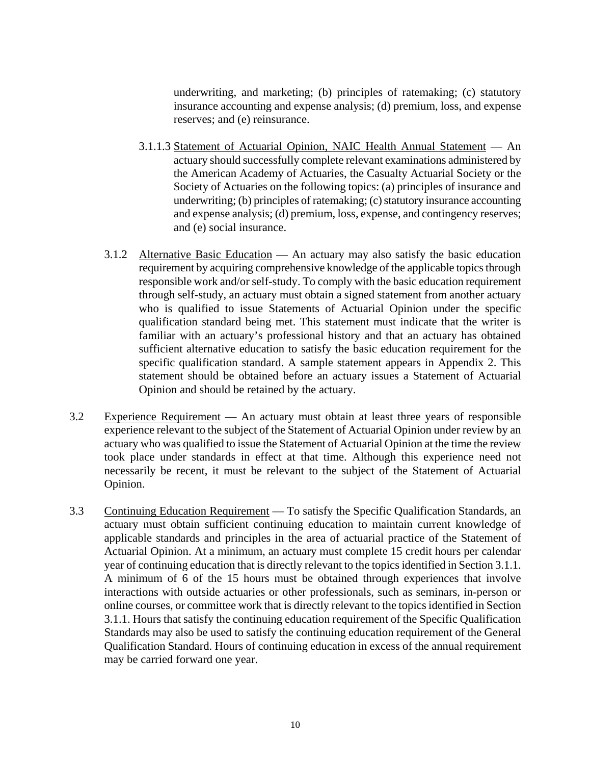underwriting, and marketing; (b) principles of ratemaking; (c) statutory insurance accounting and expense analysis; (d) premium, loss, and expense reserves; and (e) reinsurance.

3.1.1.3 Statement of Actuarial Opinion, NAIC Health Annual Statement — An actuary should successfully complete relevant examinations administered by the American Academy of Actuaries, the Casualty Actuarial Society or the Society of Actuaries on the following topics: (a) principles of insurance and underwriting; (b) principles of ratemaking; (c) statutory insurance accounting and expense analysis; (d) premium, loss, expense, and contingency reserves; and (e) social insurance.

3.1.2 Alternative Basic Education — An actuary may also satisfy the basic education requirement by acquiring comprehensive knowledge of the applicable topics through responsible work and/or self-study. To comply with the basic education requirement through self-study, an actuary must obtain a signed statement from another actuary who is qualified to issue Statements of Actuarial Opinion under the specific qualification standard being met. This statement must indicate that the writer is familiar with an actuary's professional history and that an actuary has obtained sufficient alternative education to satisfy the basic education requirement for the specific qualification standard. A sample statement appears in Appendix 2. This statement should be obtained before an actuary issues a Statement of Actuarial Opinion and should be retained by the actuary.

3.2 Experience Requirement — An actuary must obtain at least three years of responsible experience relevant to the subject of the Statement of Actuarial Opinion under review by an actuary who was qualified to issue the Statement of Actuarial Opinion at the time the review took place under standards in effect at that time. Although this experience need not necessarily be recent, it must be relevant to the subject of the Statement of Actuarial Opinion.

3.3 Continuing Education Requirement — To satisfy the Specific Qualification Standards, an actuary must obtain sufficient continuing education to maintain current knowledge of applicable standards and principles in the area of actuarial practice of the Statement of Actuarial Opinion. At a minimum, an actuary must complete 15 credit hours per calendar year of continuing education that is directly relevant to the topics identified in Section 3.1.1. A minimum of 6 of the 15 hours must be obtained through experiences that involve interactions with outside actuaries or other professionals, such as seminars, in-person or online courses, or committee work that is directly relevant to the topics identified in Section 3.1.1. Hours that satisfy the continuing education requirement of the Specific Qualification Standards may also be used to satisfy the continuing education requirement of the General Qualification Standard. Hours of continuing education in excess of the annual requirement may be carried forward one year.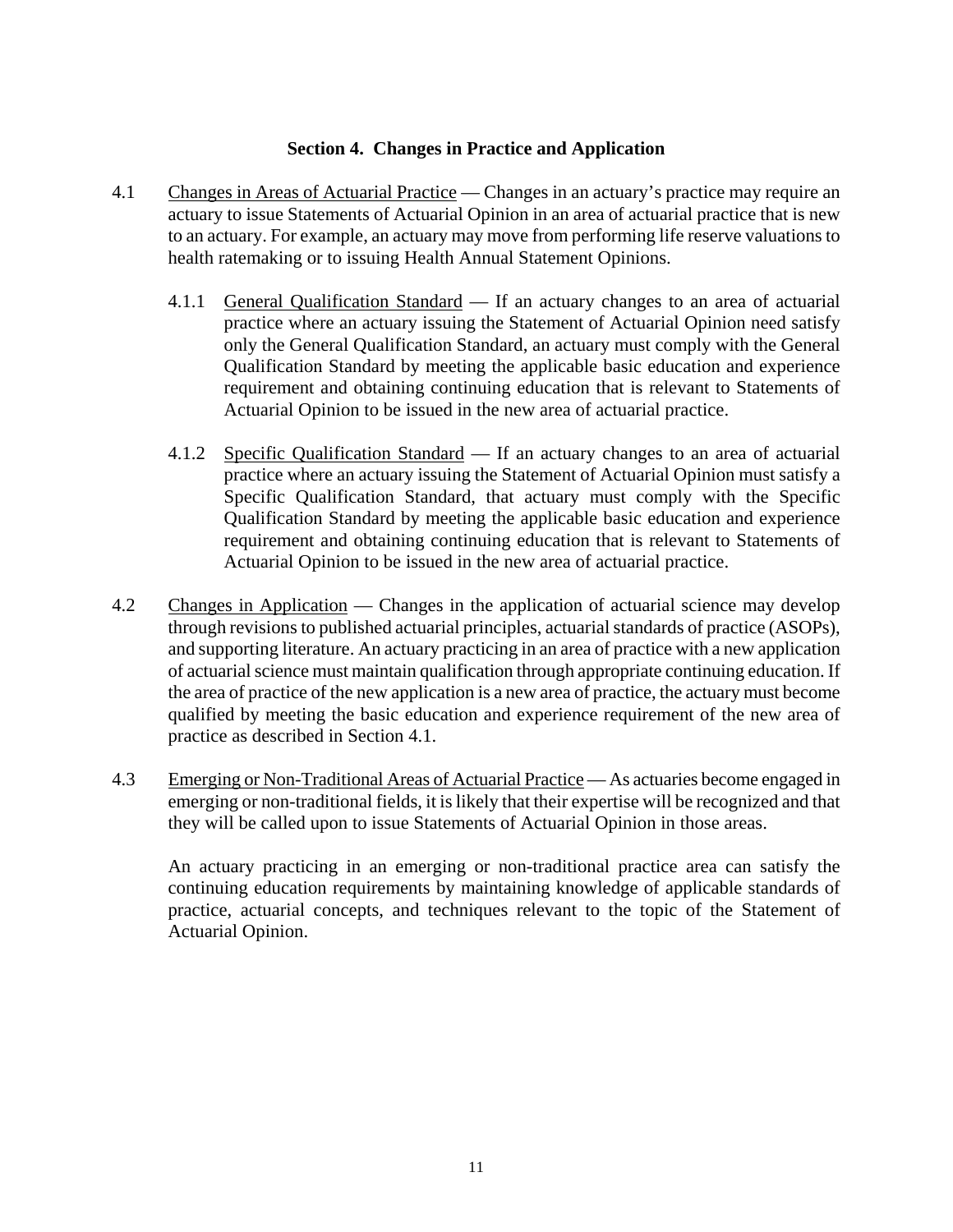## Section 4. Changes in Practice and Application

4.1 Changes in Areas of Actuarial Practice — Changes in an actuary's practice may require an actuary to issue Statements of Actuarial Opinion in an area of actuarial practice that is new to an actuary. For example, an actuary may move from performing life reserve valuations to health ratemaking or to issuing Health Annual Statement Opinions.

4.1.1 General Qualification Standard — If an actuary changes to an area of actuarial practice where an actuary issuing the Statement of Actuarial Opinion need satisfy only the General Qualification Standard, an actuary must comply with the General Qualification Standard by meeting the applicable basic education and experience requirement and obtaining continuing education that is relevant to Statements of Actuarial Opinion to be issued in the new area of actuarial practice.

4.1.2 Specific Qualification Standard — If an actuary changes to an area of actuarial practice where an actuary issuing the Statement of Actuarial Opinion must satisfy a Specific Qualification Standard, that actuary must comply with the Specific Qualification Standard by meeting the applicable basic education and experience requirement and obtaining continuing education that is relevant to Statements of Actuarial Opinion to be issued in the new area of actuarial practice.

4.2 Changes in Application — Changes in the application of actuarial science may develop through revisions to published actuarial principles, actuarial standards of practice (ASOPs), and supporting literature. An actuary practicing in an area of practice with a new application of actuarial science must maintain qualification through appropriate continuing education. If the area of practice of the new application is a new area of practice, the actuary must become qualified by meeting the basic education and experience requirement of the new area of practice as described in Section 4.1.

4.3 Emerging or Non-Traditional Areas of Actuarial Practice — As actuaries become engaged in emerging or non-traditional fields, it is likely that their expertise will be recognized and that they will be called upon to issue Statements of Actuarial Opinion in those areas.

An actuary practicing in an emerging or non-traditional practice area can satisfy the continuing education requirements by maintaining knowledge of applicable standards of practice, actuarial concepts, and techniques relevant to the topic of the Statement of Actuarial Opinion.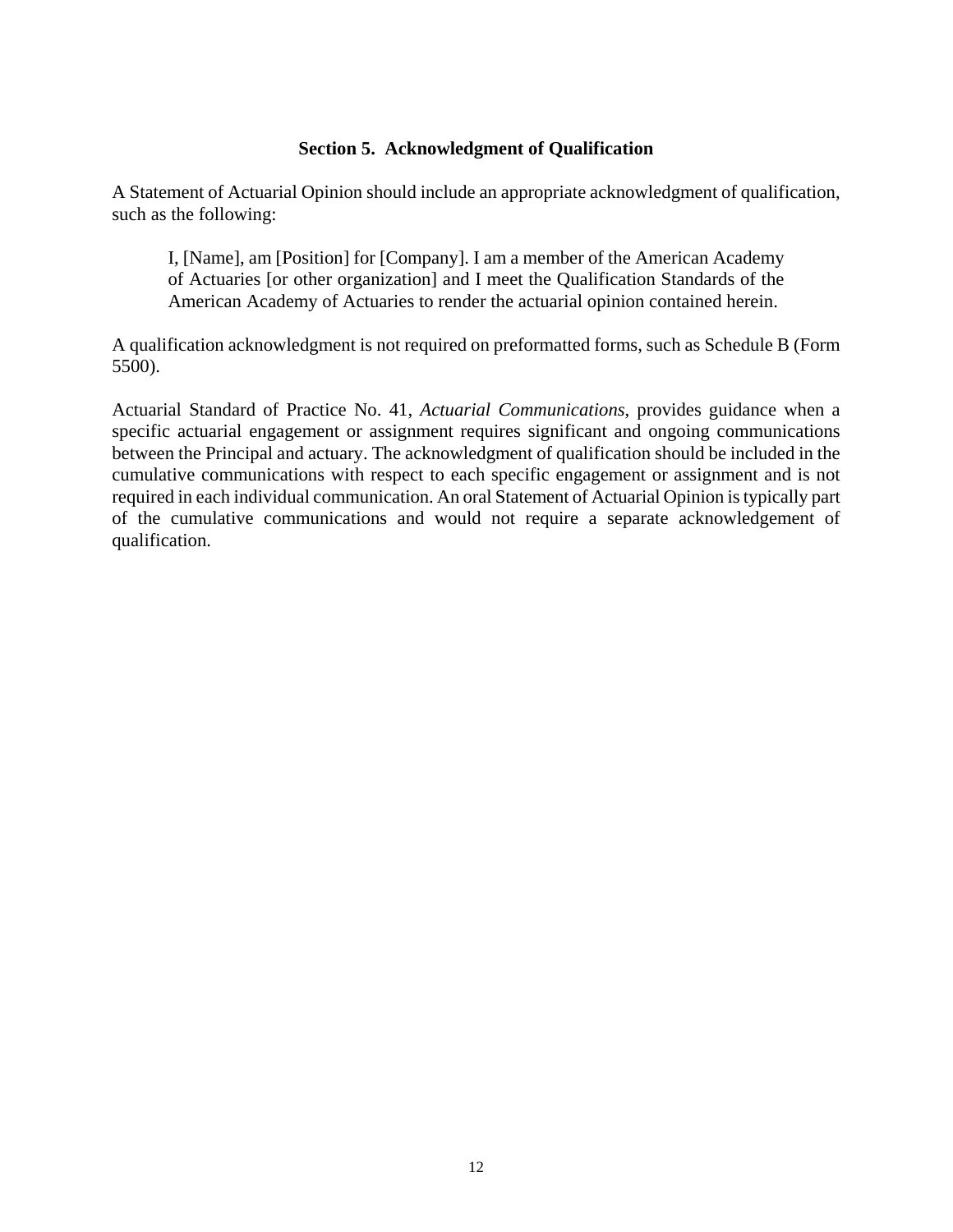## Section 5. Acknowledgment of Qualification

A Statement of Actuarial Opinion should include an appropriate acknowledgment of qualification, such as the following:

> I, [Name], am [Position] for [Company]. I am a member of the American Academy of Actuaries [or other organization] and I meet the Qualification Standards of the American Academy of Actuaries to render the actuarial opinion contained herein.

A qualification acknowledgment is not required on preformatted forms, such as Schedule B (Form 5500).

Actuarial Standard of Practice No. 41, *Actuarial Communications*, provides guidance when a specific actuarial engagement or assignment requires significant and ongoing communications between the Principal and actuary. The acknowledgment of qualification should be included in the cumulative communications with respect to each specific engagement or assignment and is not required in each individual communication. An oral Statement of Actuarial Opinion is typically part of the cumulative communications and would not require a separate acknowledgement of qualification.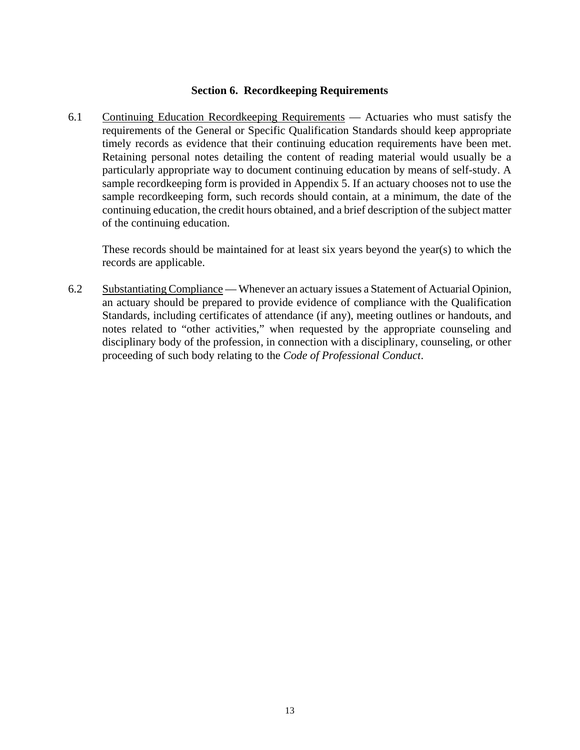## Section 6. Recordkeeping Requirements

6.1 Continuing Education Recordkeeping Requirements — Actuaries who must satisfy the requirements of the General or Specific Qualification Standards should keep appropriate timely records as evidence that their continuing education requirements have been met. Retaining personal notes detailing the content of reading material would usually be a particularly appropriate way to document continuing education by means of self-study. A sample recordkeeping form is provided in Appendix 5. If an actuary chooses not to use the sample recordkeeping form, such records should contain, at a minimum, the date of the continuing education, the credit hours obtained, and a brief description of the subject matter of the continuing education.

These records should be maintained for at least six years beyond the year(s) to which the records are applicable.

6.2 Substantiating Compliance — Whenever an actuary issues a Statement of Actuarial Opinion, an actuary should be prepared to provide evidence of compliance with the Qualification Standards, including certificates of attendance (if any), meeting outlines or handouts, and notes related to "other activities," when requested by the appropriate counseling and disciplinary body of the profession, in connection with a disciplinary, counseling, or other proceeding of such body relating to the *Code of Professional Conduct*.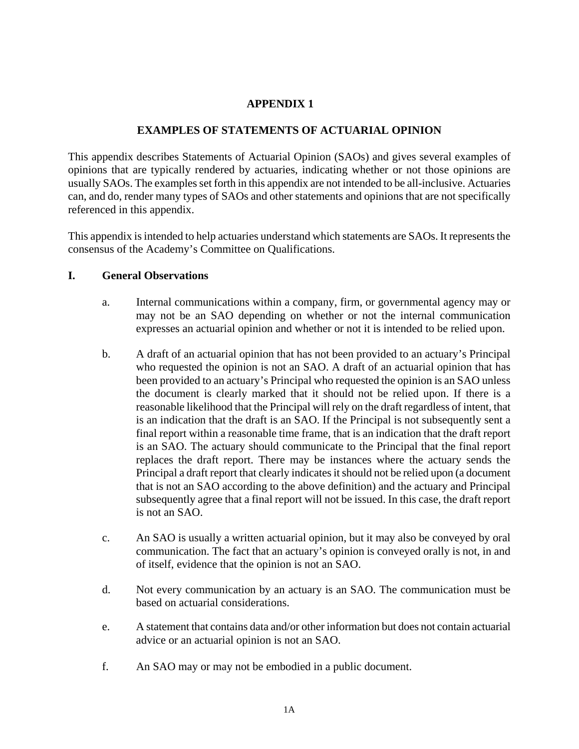# APPENDIX 1

## EXAMPLES OF STATEMENTS OF ACTUARIAL OPINION

This appendix describes Statements of Actuarial Opinion (SAOs) and gives several examples of opinions that are typically rendered by actuaries, indicating whether or not those opinions are usually SAOs. The examples set forth in this appendix are not intended to be all-inclusive. Actuaries can, and do, render many types of SAOs and other statements and opinions that are not specifically referenced in this appendix.

This appendix is intended to help actuaries understand which statements are SAOs. It represents the consensus of the Academy's Committee on Qualifications.

### I. General Observations

a. Internal communications within a company, firm, or governmental agency may or may not be an SAO depending on whether or not the internal communication expresses an actuarial opinion and whether or not it is intended to be relied upon.

b. A draft of an actuarial opinion that has not been provided to an actuary's Principal who requested the opinion is not an SAO. A draft of an actuarial opinion that has been provided to an actuary's Principal who requested the opinion is an SAO unless the document is clearly marked that it should not be relied upon. If there is a reasonable likelihood that the Principal will rely on the draft regardless of intent, that is an indication that the draft is an SAO. If the Principal is not subsequently sent a final report within a reasonable time frame, that is an indication that the draft report is an SAO. The actuary should communicate to the Principal that the final report replaces the draft report. There may be instances where the actuary sends the Principal a draft report that clearly indicates it should not be relied upon (a document that is not an SAO according to the above definition) and the actuary and Principal subsequently agree that a final report will not be issued. In this case, the draft report is not an SAO.

c. An SAO is usually a written actuarial opinion, but it may also be conveyed by oral communication. The fact that an actuary's opinion is conveyed orally is not, in and of itself, evidence that the opinion is not an SAO.

d. Not every communication by an actuary is an SAO. The communication must be based on actuarial considerations.

e. A statement that contains data and/or other information but does not contain actuarial advice or an actuarial opinion is not an SAO.

f. An SAO may or may not be embodied in a public document.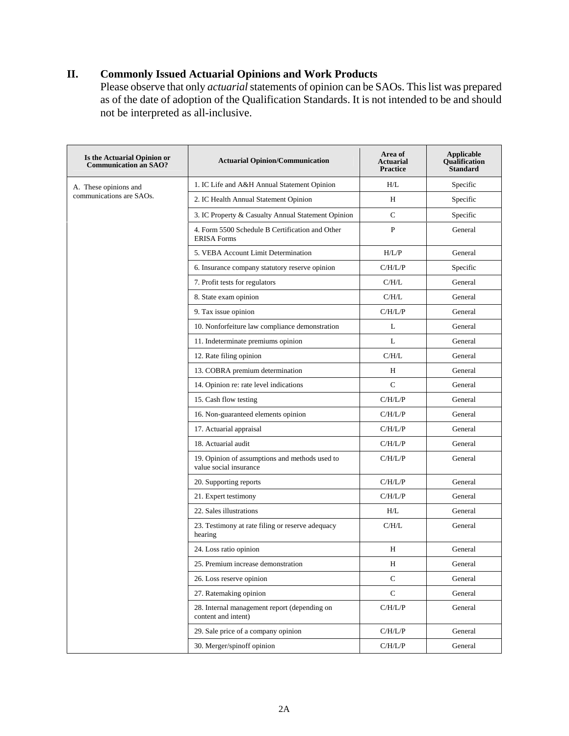## II. Commonly Issued Actuarial Opinions and Work Products

Please observe that only *actuarial* statements of opinion can be SAOs. This list was prepared as of the date of adoption of the Qualification Standards. It is not intended to be and should not be interpreted as all-inclusive.

| Is the Actuarial Opinion or Communication an SAO? | Actuarial Opinion/Communication | Area of Actuarial Practice | Applicable Qualification Standard |
|---|---|---|---|
| A. These opinions and communications are SAOs. | 1. IC Life and A&H Annual Statement Opinion | H/L | Specific |
| | 2. IC Health Annual Statement Opinion | H | Specific |
| | 3. IC Property & Casualty Annual Statement Opinion | C | Specific |
| | 4. Form 5500 Schedule B Certification and Other ERISA Forms | P | General |
| | 5. VEBA Account Limit Determination | H/L/P | General |
| | 6. Insurance company statutory reserve opinion | C/H/L/P | Specific |
| | 7. Profit tests for regulators | C/H/L | General |
| | 8. State exam opinion | C/H/L | General |
| | 9. Tax issue opinion | C/H/L/P | General |
| | 10. Nonforfeiture law compliance demonstration | L | General |
| | 11. Indeterminate premiums opinion | L | General |
| | 12. Rate filing opinion | C/H/L | General |
| | 13. COBRA premium determination | H | General |
| | 14. Opinion re: rate level indications | C | General |
| | 15. Cash flow testing | C/H/L/P | General |
| | 16. Non-guaranteed elements opinion | C/H/L/P | General |
| | 17. Actuarial appraisal | C/H/L/P | General |
| | 18. Actuarial audit | C/H/L/P | General |
| | 19. Opinion of assumptions and methods used to value social insurance | C/H/L/P | General |
| | 20. Supporting reports | C/H/L/P | General |
| | 21. Expert testimony | C/H/L/P | General |
| | 22. Sales illustrations | H/L | General |
| | 23. Testimony at rate filing or reserve adequacy hearing | C/H/L | General |
| | 24. Loss ratio opinion | H | General |
| | 25. Premium increase demonstration | H | General |
| | 26. Loss reserve opinion | C | General |
| | 27. Ratemaking opinion | C | General |
| | 28. Internal management report (depending on content and intent) | C/H/L/P | General |
| | 29. Sale price of a company opinion | C/H/L/P | General |
| | 30. Merger/spinoff opinion | C/H/L/P | General |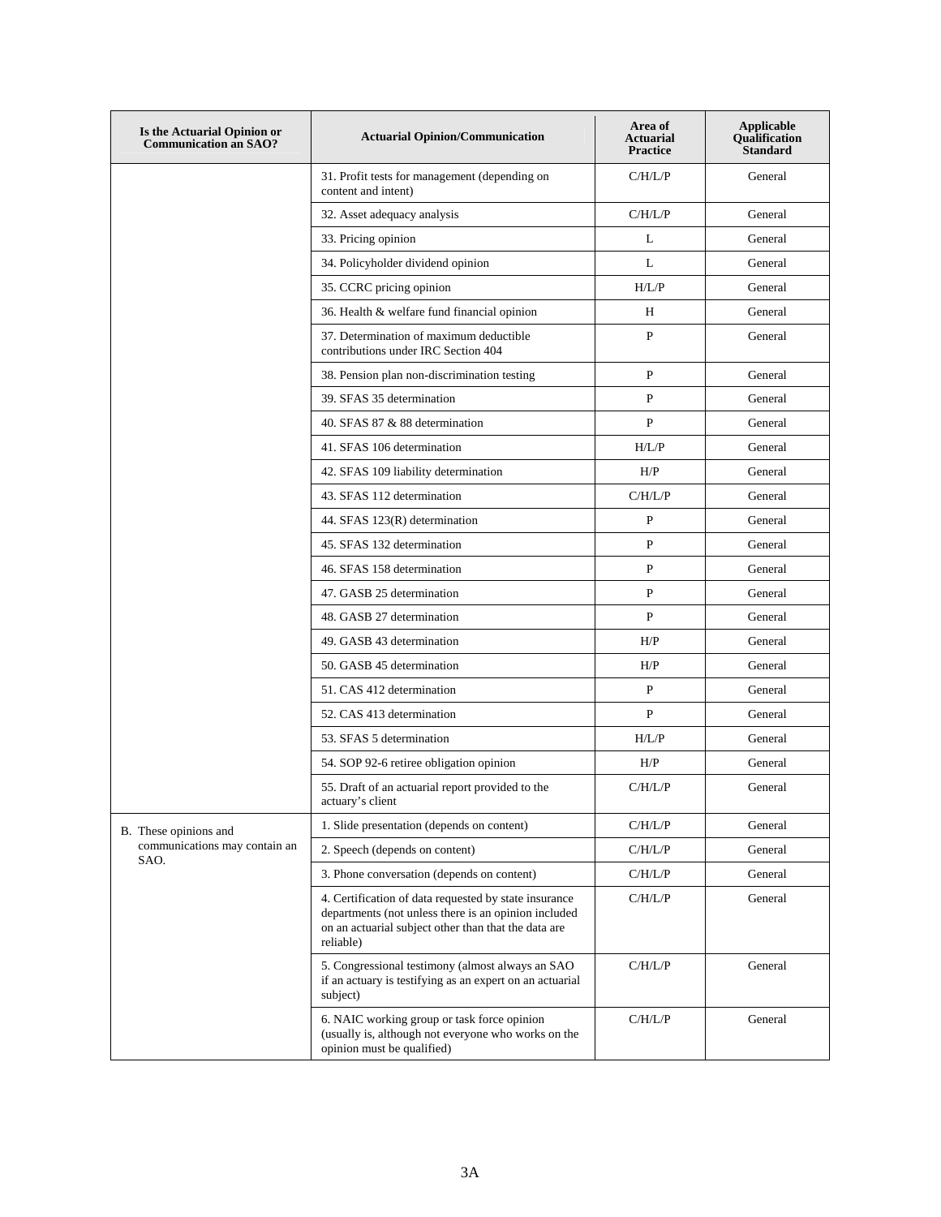| Is the Actuarial Opinion or Communication an SAO? | Actuarial Opinion/Communication | Area of Actuarial Practice | Applicable Qualification Standard |
|---|---|---|---|
| | 31. Profit tests for management (depending on content and intent) | C/H/L/P | General |
| | 32. Asset adequacy analysis | C/H/L/P | General |
| | 33. Pricing opinion | L | General |
| | 34. Policyholder dividend opinion | L | General |
| | 35. CCRC pricing opinion | H/L/P | General |
| | 36. Health & welfare fund financial opinion | H | General |
| | 37. Determination of maximum deductible contributions under IRC Section 404 | P | General |
| | 38. Pension plan non-discrimination testing | P | General |
| | 39. SFAS 35 determination | P | General |
| | 40. SFAS 87 & 88 determination | P | General |
| | 41. SFAS 106 determination | H/L/P | General |
| | 42. SFAS 109 liability determination | H/P | General |
| | 43. SFAS 112 determination | C/H/L/P | General |
| | 44. SFAS 123(R) determination | P | General |
| | 45. SFAS 132 determination | P | General |
| | 46. SFAS 158 determination | P | General |
| | 47. GASB 25 determination | P | General |
| | 48. GASB 27 determination | P | General |
| | 49. GASB 43 determination | H/P | General |
| | 50. GASB 45 determination | H/P | General |
| | 51. CAS 412 determination | P | General |
| | 52. CAS 413 determination | P | General |
| | 53. SFAS 5 determination | H/L/P | General |
| | 54. SOP 92-6 retiree obligation opinion | H/P | General |
| | 55. Draft of an actuarial report provided to the actuary's client | C/H/L/P | General |
| B. These opinions and communications may contain an SAO. | 1. Slide presentation (depends on content) | C/H/L/P | General |
| | 2. Speech (depends on content) | C/H/L/P | General |
| | 3. Phone conversation (depends on content) | C/H/L/P | General |
| | 4. Certification of data requested by state insurance departments (not unless there is an opinion included on an actuarial subject other than that the data are reliable) | C/H/L/P | General |
| | 5. Congressional testimony (almost always an SAO if an actuary is testifying as an expert on an actuarial subject) | C/H/L/P | General |
| | 6. NAIC working group or task force opinion (usually is, although not everyone who works on the opinion must be qualified) | C/H/L/P | General |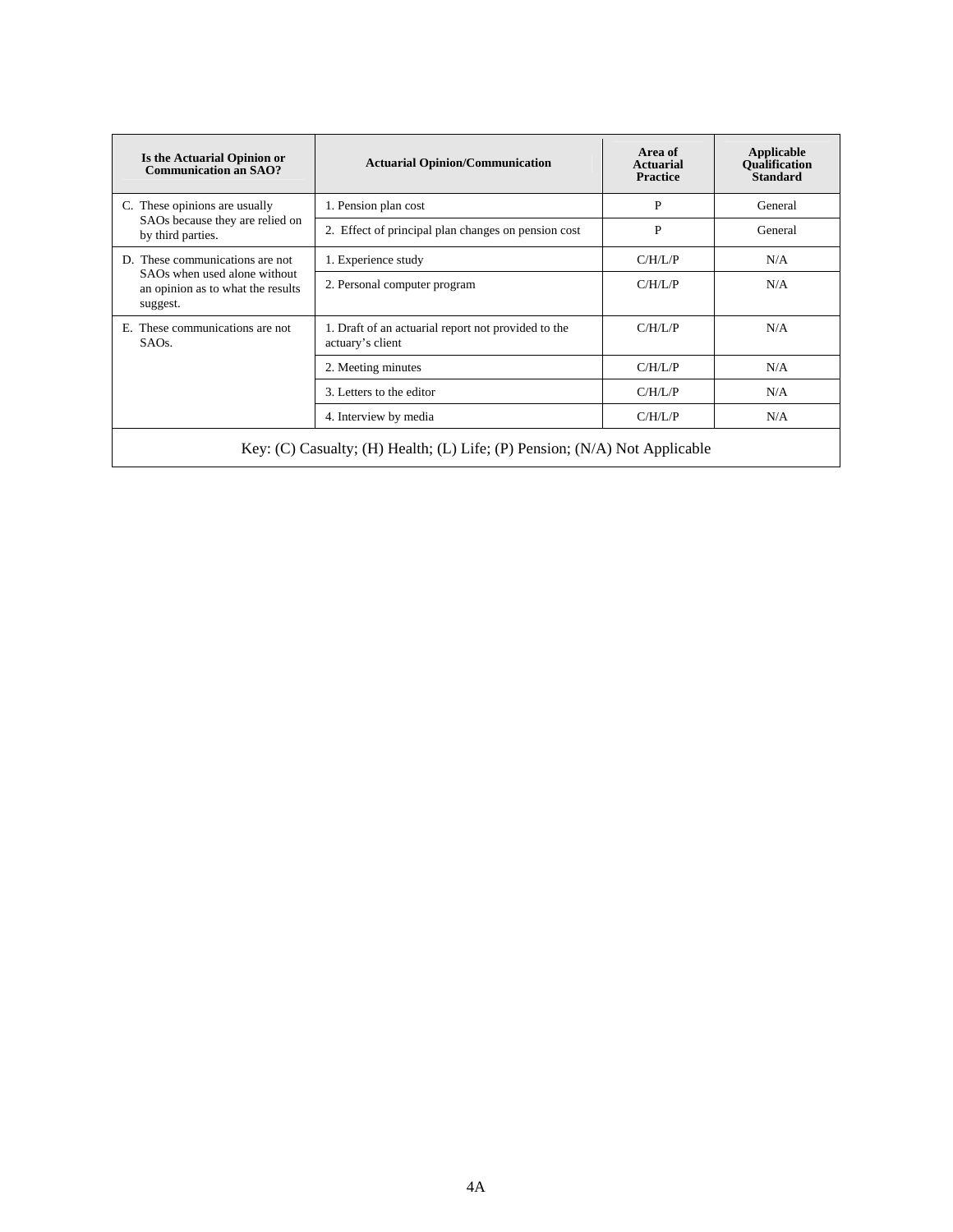| Is the Actuarial Opinion or Communication an SAO? | Actuarial Opinion/Communication | Area of Actuarial Practice | Applicable Qualification Standard |
|---|---|---|---|
| C. These opinions are usually SAOs because they are relied on by third parties. | 1. Pension plan cost | P | General |
| | 2. Effect of principal plan changes on pension cost | P | General |
| D. These communications are not SAOs when used alone without an opinion as to what the results suggest. | 1. Experience study | C/H/L/P | N/A |
| | 2. Personal computer program | C/H/L/P | N/A |
| E. These communications are not SAOs. | 1. Draft of an actuarial report not provided to the actuary's client | C/H/L/P | N/A |
| | 2. Meeting minutes | C/H/L/P | N/A |
| | 3. Letters to the editor | C/H/L/P | N/A |
| | 4. Interview by media | C/H/L/P | N/A |

Key: (C) Casualty; (H) Health; (L) Life; (P) Pension; (N/A) Not Applicable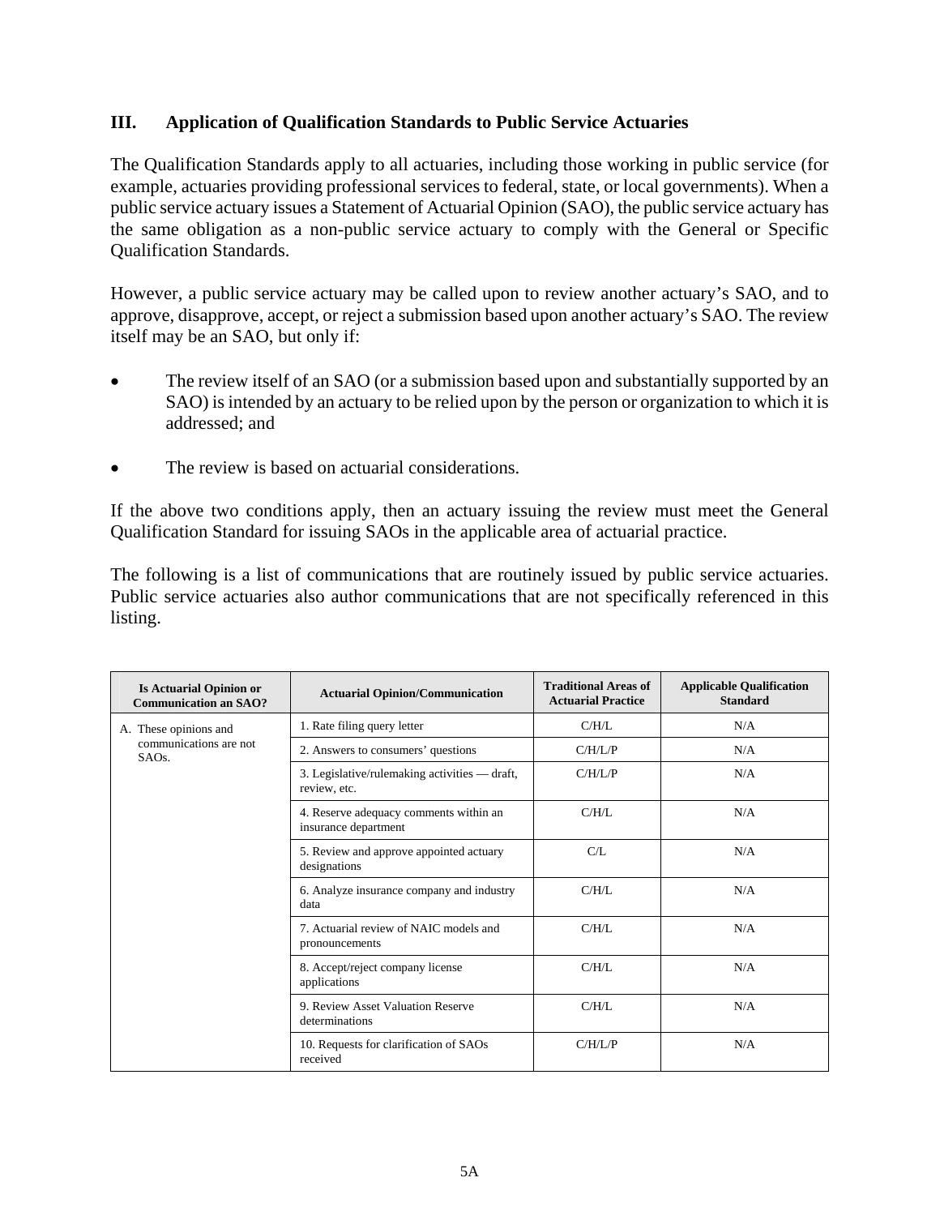## III. Application of Qualification Standards to Public Service Actuaries

The Qualification Standards apply to all actuaries, including those working in public service (for example, actuaries providing professional services to federal, state, or local governments). When a public service actuary issues a Statement of Actuarial Opinion (SAO), the public service actuary has the same obligation as a non-public service actuary to comply with the General or Specific Qualification Standards.

However, a public service actuary may be called upon to review another actuary's SAO, and to approve, disapprove, accept, or reject a submission based upon another actuary's SAO. The review itself may be an SAO, but only if:

- The review itself of an SAO (or a submission based upon and substantially supported by an SAO) is intended by an actuary to be relied upon by the person or organization to which it is addressed; and
- The review is based on actuarial considerations.

If the above two conditions apply, then an actuary issuing the review must meet the General Qualification Standard for issuing SAOs in the applicable area of actuarial practice.

The following is a list of communications that are routinely issued by public service actuaries. Public service actuaries also author communications that are not specifically referenced in this listing.

| Is Actuarial Opinion or Communication an SAO? | Actuarial Opinion/Communication | Traditional Areas of Actuarial Practice | Applicable Qualification Standard |
|---|---|---|---|
| A. These opinions and communications are not SAOs. | 1. Rate filing query letter | C/H/L | N/A |
| | 2. Answers to consumers' questions | C/H/L/P | N/A |
| | 3. Legislative/rulemaking activities — draft, review, etc. | C/H/L/P | N/A |
| | 4. Reserve adequacy comments within an insurance department | C/H/L | N/A |
| | 5. Review and approve appointed actuary designations | C/L | N/A |
| | 6. Analyze insurance company and industry data | C/H/L | N/A |
| | 7. Actuarial review of NAIC models and pronouncements | C/H/L | N/A |
| | 8. Accept/reject company license applications | C/H/L | N/A |
| | 9. Review Asset Valuation Reserve determinations | C/H/L | N/A |
| | 10. Requests for clarification of SAOs received | C/H/L/P | N/A |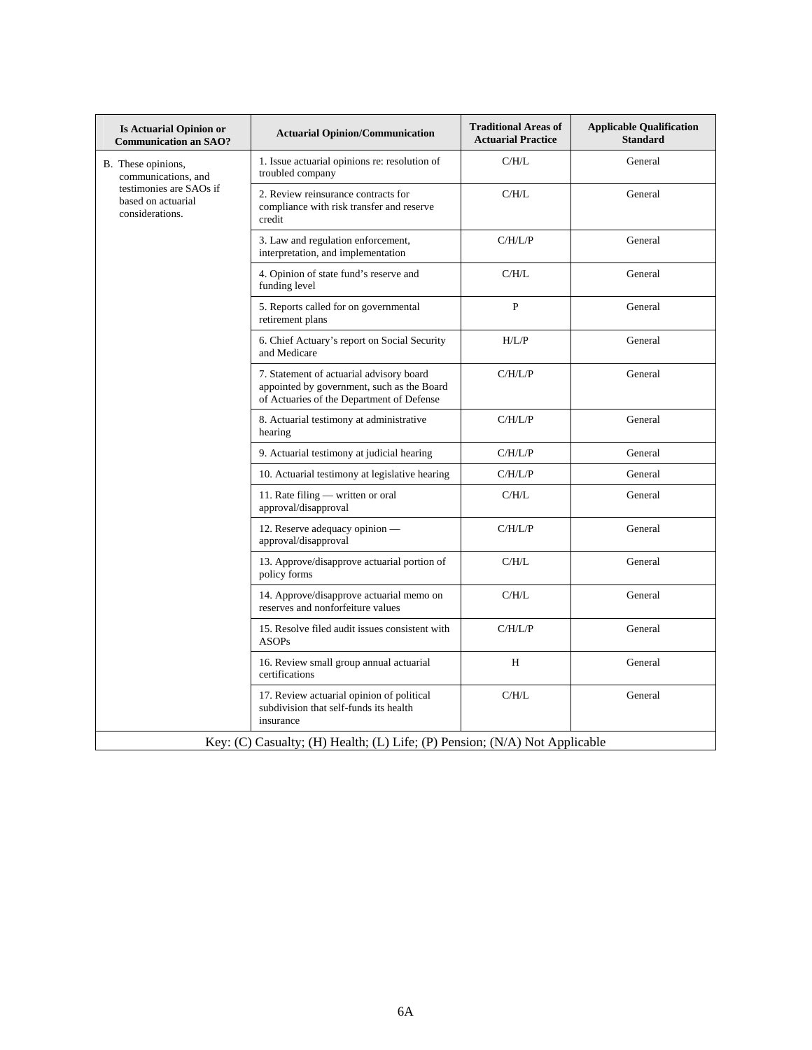| Is Actuarial Opinion or Communication an SAO? | Actuarial Opinion/Communication | Traditional Areas of Actuarial Practice | Applicable Qualification Standard |
|---|---|---|---|
| B. These opinions, communications, and testimonies are SAOs if based on actuarial considerations. | 1. Issue actuarial opinions re: resolution of troubled company | C/H/L | General |
| | 2. Review reinsurance contracts for compliance with risk transfer and reserve credit | C/H/L | General |
| | 3. Law and regulation enforcement, interpretation, and implementation | C/H/L/P | General |
| | 4. Opinion of state fund's reserve and funding level | C/H/L | General |
| | 5. Reports called for on governmental retirement plans | P | General |
| | 6. Chief Actuary's report on Social Security and Medicare | H/L/P | General |
| | 7. Statement of actuarial advisory board appointed by government, such as the Board of Actuaries of the Department of Defense | C/H/L/P | General |
| | 8. Actuarial testimony at administrative hearing | C/H/L/P | General |
| | 9. Actuarial testimony at judicial hearing | C/H/L/P | General |
| | 10. Actuarial testimony at legislative hearing | C/H/L/P | General |
| | 11. Rate filing — written or oral approval/disapproval | C/H/L | General |
| | 12. Reserve adequacy opinion — approval/disapproval | C/H/L/P | General |
| | 13. Approve/disapprove actuarial portion of policy forms | C/H/L | General |
| | 14. Approve/disapprove actuarial memo on reserves and nonforfeiture values | C/H/L | General |
| | 15. Resolve filed audit issues consistent with ASOPs | C/H/L/P | General |
| | 16. Review small group annual actuarial certifications | H | General |
| | 17. Review actuarial opinion of political subdivision that self-funds its health insurance | C/H/L | General |

Key: (C) Casualty; (H) Health; (L) Life; (P) Pension; (N/A) Not Applicable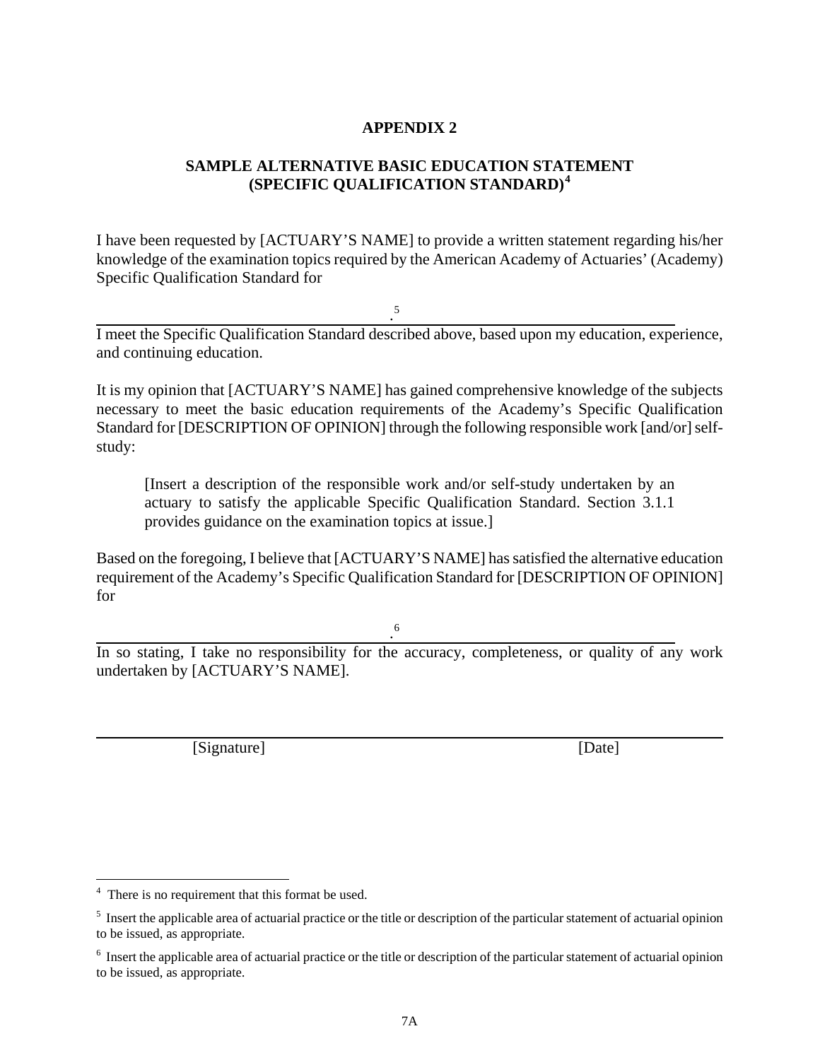# APPENDIX 2

## SAMPLE ALTERNATIVE BASIC EDUCATION STATEMENT (SPECIFIC QUALIFICATION STANDARD)[4]

I have been requested by [ACTUARY'S NAME] to provide a written statement regarding his/her knowledge of the examination topics required by the American Academy of Actuaries' (Academy) Specific Qualification Standard for

\_\_\_\_\_\_\_\_\_\_\_\_\_\_\_\_\_\_\_\_\_\_\_\_\_\_\_\_\_\_\_\_\_\_\_\_\_\_\_\_.[5]

I meet the Specific Qualification Standard described above, based upon my education, experience, and continuing education.

It is my opinion that [ACTUARY'S NAME] has gained comprehensive knowledge of the subjects necessary to meet the basic education requirements of the Academy's Specific Qualification Standard for [DESCRIPTION OF OPINION] through the following responsible work [and/or] self-study:

> [Insert a description of the responsible work and/or self-study undertaken by an actuary to satisfy the applicable Specific Qualification Standard. Section 3.1.1 provides guidance on the examination topics at issue.]

Based on the foregoing, I believe that [ACTUARY'S NAME] has satisfied the alternative education requirement of the Academy's Specific Qualification Standard for [DESCRIPTION OF OPINION] for

\_\_\_\_\_\_\_\_\_\_\_\_\_\_\_\_\_\_\_\_\_\_\_\_\_\_\_\_\_\_\_\_\_\_\_\_\_\_\_\_.[6]

In so stating, I take no responsibility for the accuracy, completeness, or quality of any work undertaken by [ACTUARY'S NAME].

\_\_\_\_\_\_\_\_\_\_\_\_\_\_\_\_\_\_\_\_\_\_\_\_\_\_\_\_\_\_\_\_\_\_\_\_\_\_\_\_\_\_\_\_\_\_\_\_\_\_\_\_\_\_\_\_

[Signature] [Date]

---

[4] There is no requirement that this format be used.

[5] Insert the applicable area of actuarial practice or the title or description of the particular statement of actuarial opinion to be issued, as appropriate.

[6] Insert the applicable area of actuarial practice or the title or description of the particular statement of actuarial opinion to be issued, as appropriate.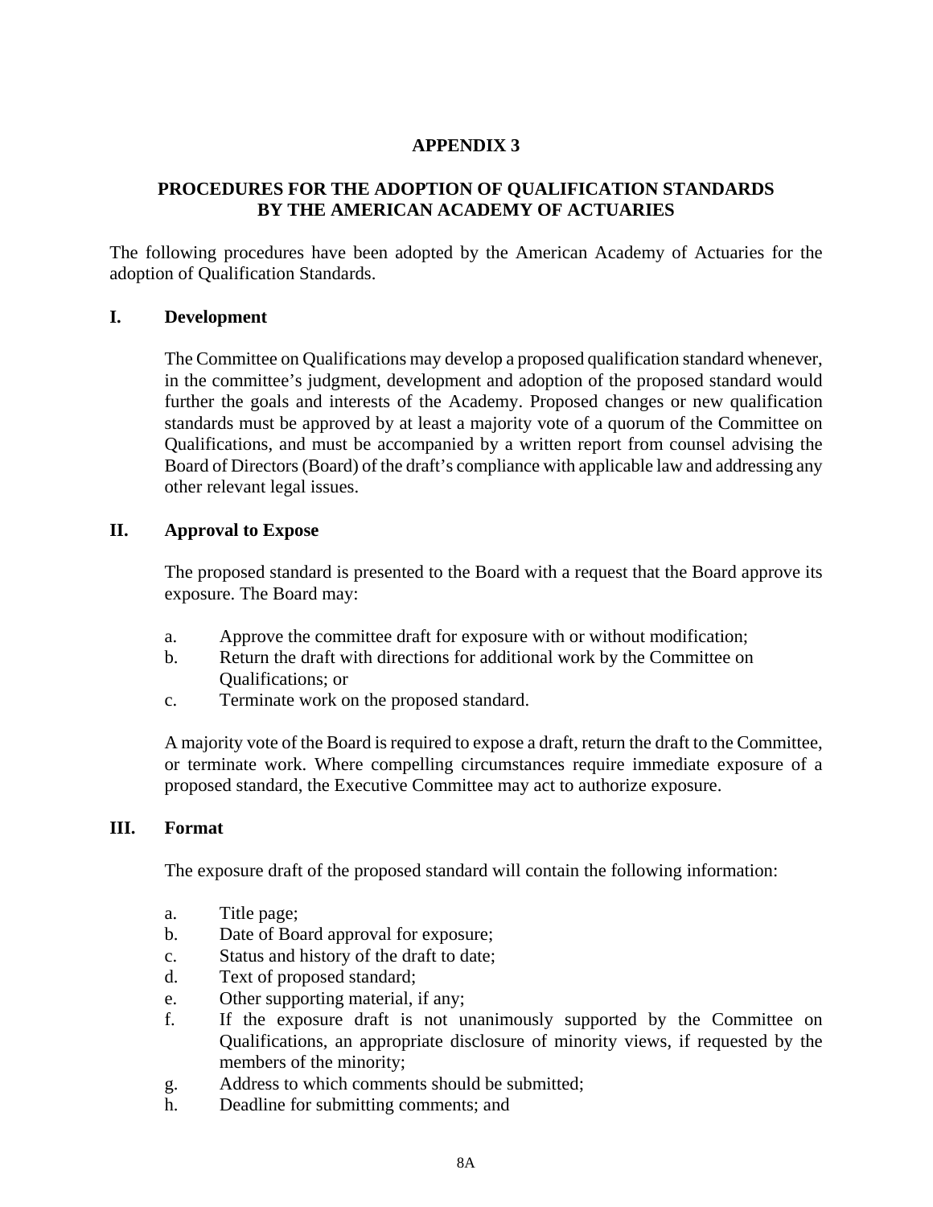# APPENDIX 3

## PROCEDURES FOR THE ADOPTION OF QUALIFICATION STANDARDS BY THE AMERICAN ACADEMY OF ACTUARIES

The following procedures have been adopted by the American Academy of Actuaries for the adoption of Qualification Standards.

### I. Development

The Committee on Qualifications may develop a proposed qualification standard whenever, in the committee's judgment, development and adoption of the proposed standard would further the goals and interests of the Academy. Proposed changes or new qualification standards must be approved by at least a majority vote of a quorum of the Committee on Qualifications, and must be accompanied by a written report from counsel advising the Board of Directors (Board) of the draft's compliance with applicable law and addressing any other relevant legal issues.

### II. Approval to Expose

The proposed standard is presented to the Board with a request that the Board approve its exposure. The Board may:

a. Approve the committee draft for exposure with or without modification;
b. Return the draft with directions for additional work by the Committee on Qualifications; or
c. Terminate work on the proposed standard.

A majority vote of the Board is required to expose a draft, return the draft to the Committee, or terminate work. Where compelling circumstances require immediate exposure of a proposed standard, the Executive Committee may act to authorize exposure.

### III. Format

The exposure draft of the proposed standard will contain the following information:

a. Title page;
b. Date of Board approval for exposure;
c. Status and history of the draft to date;
d. Text of proposed standard;
e. Other supporting material, if any;
f. If the exposure draft is not unanimously supported by the Committee on Qualifications, an appropriate disclosure of minority views, if requested by the members of the minority;
g. Address to which comments should be submitted;
h. Deadline for submitting comments; and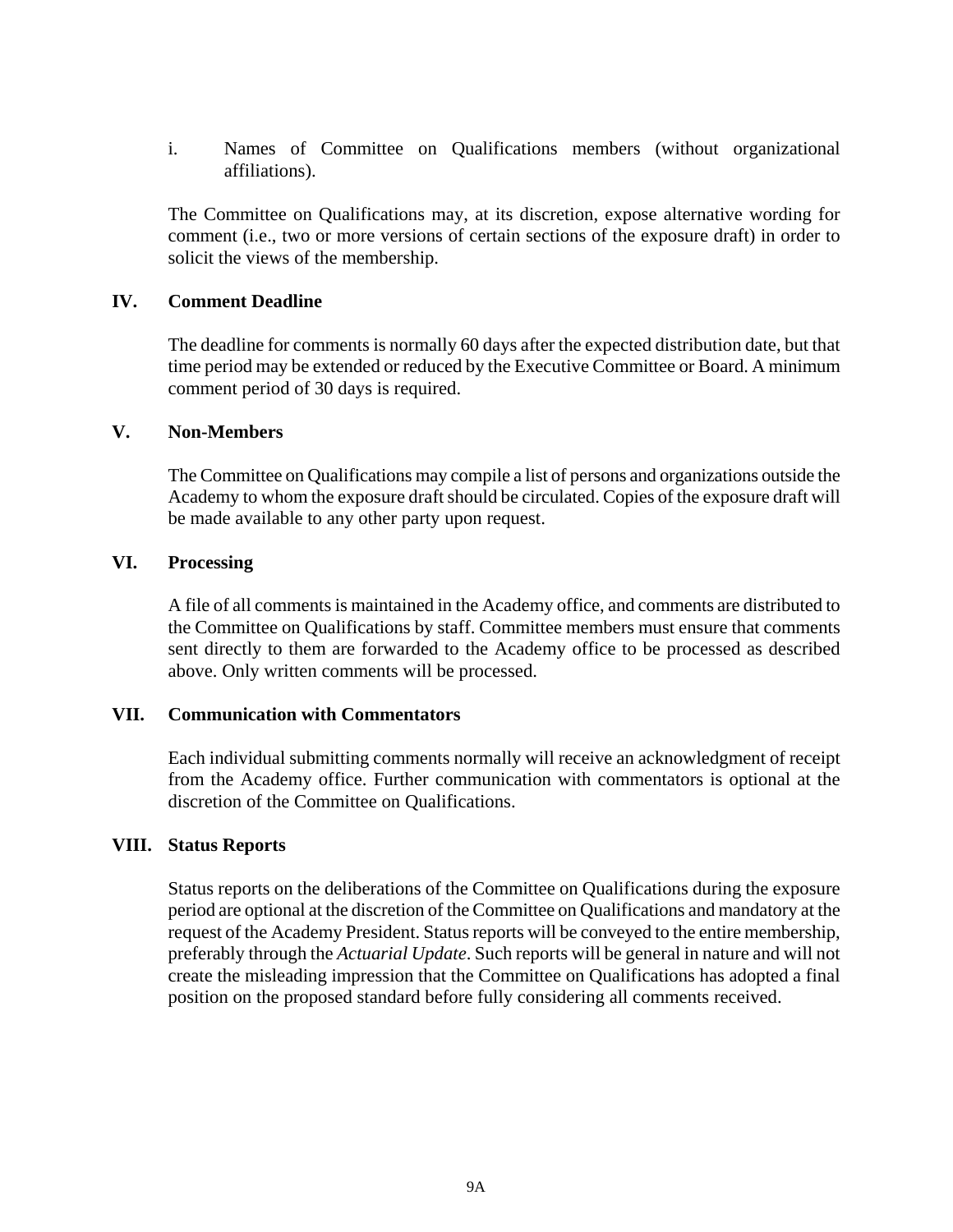i. Names of Committee on Qualifications members (without organizational affiliations).

The Committee on Qualifications may, at its discretion, expose alternative wording for comment (i.e., two or more versions of certain sections of the exposure draft) in order to solicit the views of the membership.

## IV. Comment Deadline

The deadline for comments is normally 60 days after the expected distribution date, but that time period may be extended or reduced by the Executive Committee or Board. A minimum comment period of 30 days is required.

## V. Non-Members

The Committee on Qualifications may compile a list of persons and organizations outside the Academy to whom the exposure draft should be circulated. Copies of the exposure draft will be made available to any other party upon request.

## VI. Processing

A file of all comments is maintained in the Academy office, and comments are distributed to the Committee on Qualifications by staff. Committee members must ensure that comments sent directly to them are forwarded to the Academy office to be processed as described above. Only written comments will be processed.

## VII. Communication with Commentators

Each individual submitting comments normally will receive an acknowledgment of receipt from the Academy office. Further communication with commentators is optional at the discretion of the Committee on Qualifications.

## VIII. Status Reports

Status reports on the deliberations of the Committee on Qualifications during the exposure period are optional at the discretion of the Committee on Qualifications and mandatory at the request of the Academy President. Status reports will be conveyed to the entire membership, preferably through the *Actuarial Update*. Such reports will be general in nature and will not create the misleading impression that the Committee on Qualifications has adopted a final position on the proposed standard before fully considering all comments received.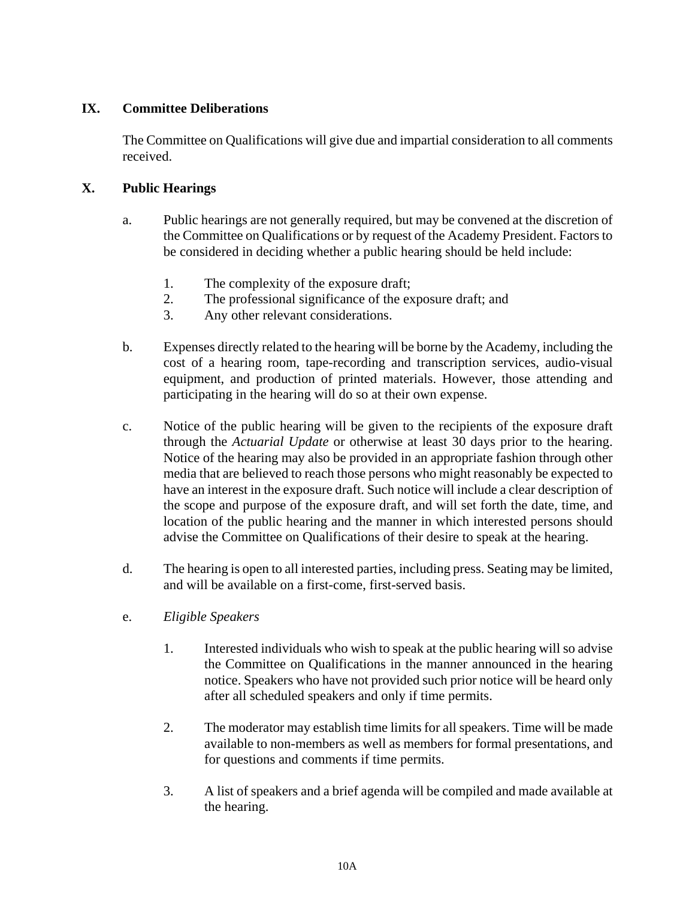## IX. Committee Deliberations

The Committee on Qualifications will give due and impartial consideration to all comments received.

## X. Public Hearings

a. Public hearings are not generally required, but may be convened at the discretion of the Committee on Qualifications or by request of the Academy President. Factors to be considered in deciding whether a public hearing should be held include:

   1. The complexity of the exposure draft;
   2. The professional significance of the exposure draft; and
   3. Any other relevant considerations.

b. Expenses directly related to the hearing will be borne by the Academy, including the cost of a hearing room, tape-recording and transcription services, audio-visual equipment, and production of printed materials. However, those attending and participating in the hearing will do so at their own expense.

c. Notice of the public hearing will be given to the recipients of the exposure draft through the *Actuarial Update* or otherwise at least 30 days prior to the hearing. Notice of the hearing may also be provided in an appropriate fashion through other media that are believed to reach those persons who might reasonably be expected to have an interest in the exposure draft. Such notice will include a clear description of the scope and purpose of the exposure draft, and will set forth the date, time, and location of the public hearing and the manner in which interested persons should advise the Committee on Qualifications of their desire to speak at the hearing.

d. The hearing is open to all interested parties, including press. Seating may be limited, and will be available on a first-come, first-served basis.

e. *Eligible Speakers*

   1. Interested individuals who wish to speak at the public hearing will so advise the Committee on Qualifications in the manner announced in the hearing notice. Speakers who have not provided such prior notice will be heard only after all scheduled speakers and only if time permits.

   2. The moderator may establish time limits for all speakers. Time will be made available to non-members as well as members for formal presentations, and for questions and comments if time permits.

   3. A list of speakers and a brief agenda will be compiled and made available at the hearing.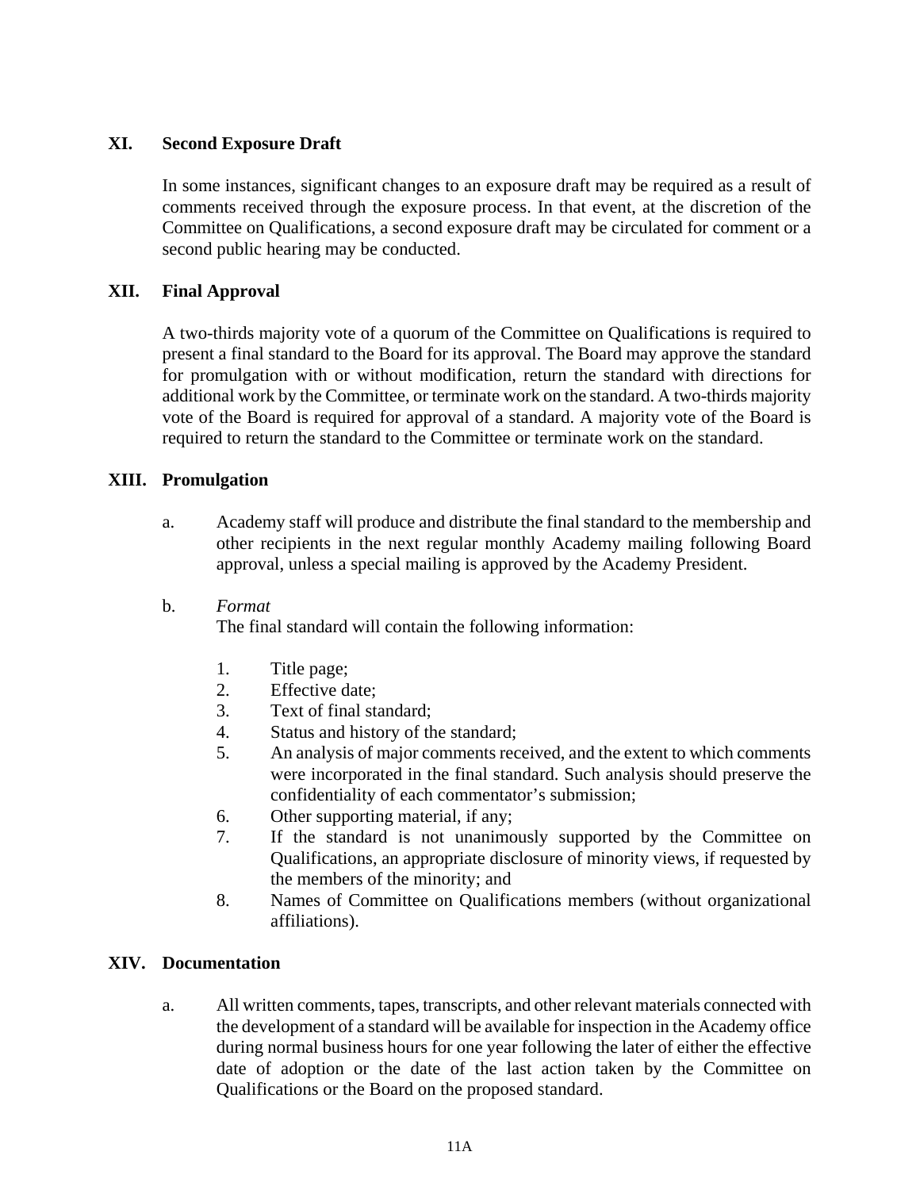## XI. Second Exposure Draft

In some instances, significant changes to an exposure draft may be required as a result of comments received through the exposure process. In that event, at the discretion of the Committee on Qualifications, a second exposure draft may be circulated for comment or a second public hearing may be conducted.

## XII. Final Approval

A two-thirds majority vote of a quorum of the Committee on Qualifications is required to present a final standard to the Board for its approval. The Board may approve the standard for promulgation with or without modification, return the standard with directions for additional work by the Committee, or terminate work on the standard. A two-thirds majority vote of the Board is required for approval of a standard. A majority vote of the Board is required to return the standard to the Committee or terminate work on the standard.

## XIII. Promulgation

a. Academy staff will produce and distribute the final standard to the membership and other recipients in the next regular monthly Academy mailing following Board approval, unless a special mailing is approved by the Academy President.

b. *Format*
   The final standard will contain the following information:

   1. Title page;
   2. Effective date;
   3. Text of final standard;
   4. Status and history of the standard;
   5. An analysis of major comments received, and the extent to which comments were incorporated in the final standard. Such analysis should preserve the confidentiality of each commentator's submission;
   6. Other supporting material, if any;
   7. If the standard is not unanimously supported by the Committee on Qualifications, an appropriate disclosure of minority views, if requested by the members of the minority; and
   8. Names of Committee on Qualifications members (without organizational affiliations).

## XIV. Documentation

a. All written comments, tapes, transcripts, and other relevant materials connected with the development of a standard will be available for inspection in the Academy office during normal business hours for one year following the later of either the effective date of adoption or the date of the last action taken by the Committee on Qualifications or the Board on the proposed standard.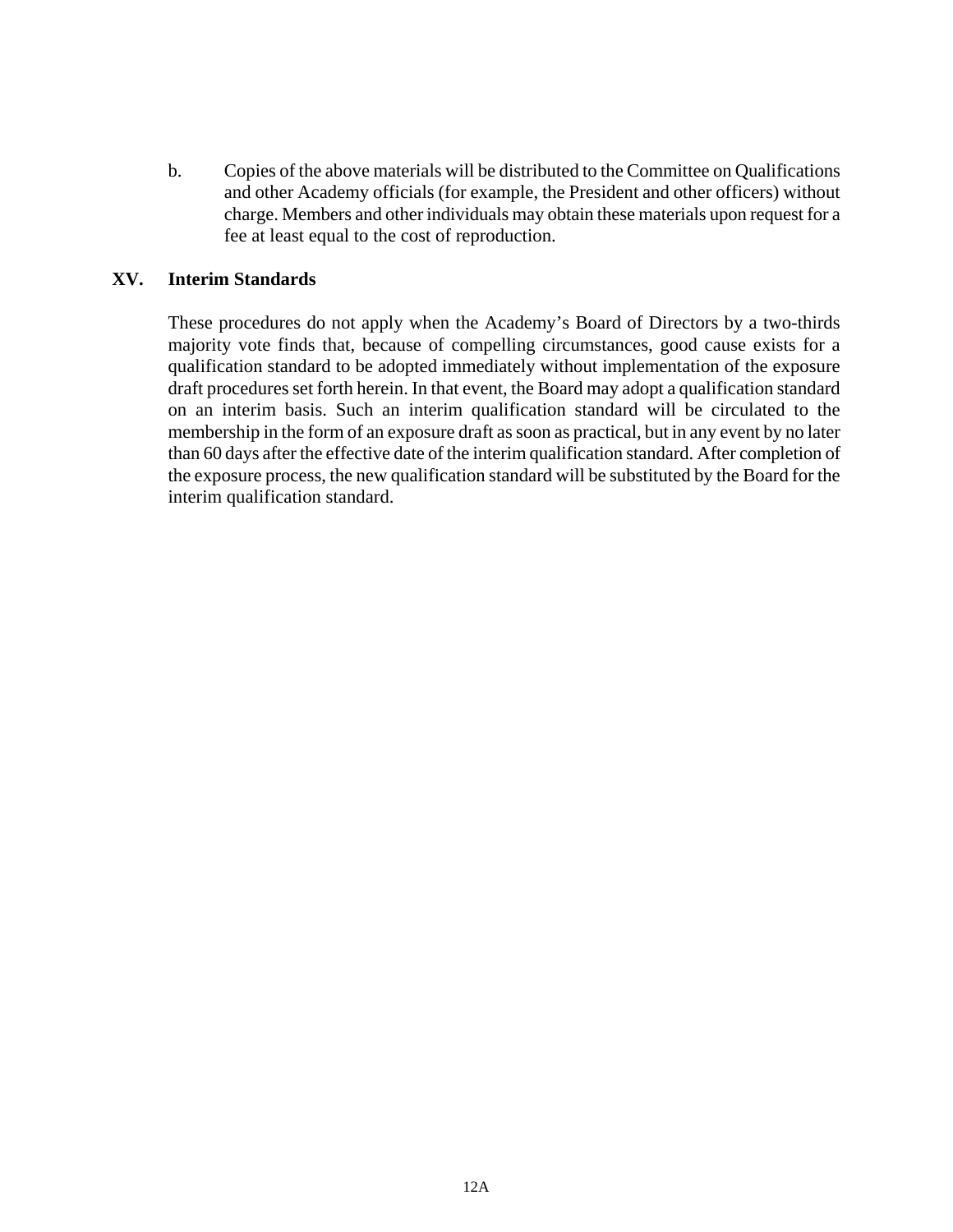b. Copies of the above materials will be distributed to the Committee on Qualifications and other Academy officials (for example, the President and other officers) without charge. Members and other individuals may obtain these materials upon request for a fee at least equal to the cost of reproduction.

## XV. Interim Standards

These procedures do not apply when the Academy's Board of Directors by a two-thirds majority vote finds that, because of compelling circumstances, good cause exists for a qualification standard to be adopted immediately without implementation of the exposure draft procedures set forth herein. In that event, the Board may adopt a qualification standard on an interim basis. Such an interim qualification standard will be circulated to the membership in the form of an exposure draft as soon as practical, but in any event by no later than 60 days after the effective date of the interim qualification standard. After completion of the exposure process, the new qualification standard will be substituted by the Board for the interim qualification standard.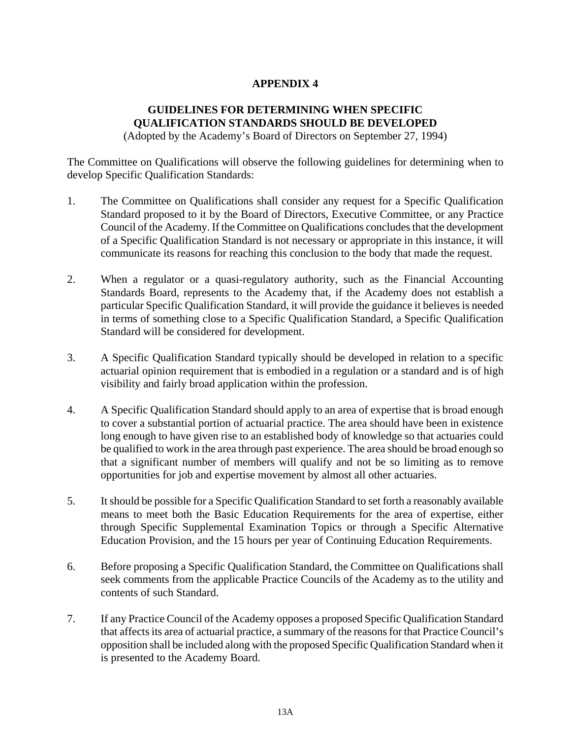# APPENDIX 4

## GUIDELINES FOR DETERMINING WHEN SPECIFIC QUALIFICATION STANDARDS SHOULD BE DEVELOPED

(Adopted by the Academy's Board of Directors on September 27, 1994)

The Committee on Qualifications will observe the following guidelines for determining when to develop Specific Qualification Standards:

1. The Committee on Qualifications shall consider any request for a Specific Qualification Standard proposed to it by the Board of Directors, Executive Committee, or any Practice Council of the Academy. If the Committee on Qualifications concludes that the development of a Specific Qualification Standard is not necessary or appropriate in this instance, it will communicate its reasons for reaching this conclusion to the body that made the request.

2. When a regulator or a quasi-regulatory authority, such as the Financial Accounting Standards Board, represents to the Academy that, if the Academy does not establish a particular Specific Qualification Standard, it will provide the guidance it believes is needed in terms of something close to a Specific Qualification Standard, a Specific Qualification Standard will be considered for development.

3. A Specific Qualification Standard typically should be developed in relation to a specific actuarial opinion requirement that is embodied in a regulation or a standard and is of high visibility and fairly broad application within the profession.

4. A Specific Qualification Standard should apply to an area of expertise that is broad enough to cover a substantial portion of actuarial practice. The area should have been in existence long enough to have given rise to an established body of knowledge so that actuaries could be qualified to work in the area through past experience. The area should be broad enough so that a significant number of members will qualify and not be so limiting as to remove opportunities for job and expertise movement by almost all other actuaries.

5. It should be possible for a Specific Qualification Standard to set forth a reasonably available means to meet both the Basic Education Requirements for the area of expertise, either through Specific Supplemental Examination Topics or through a Specific Alternative Education Provision, and the 15 hours per year of Continuing Education Requirements.

6. Before proposing a Specific Qualification Standard, the Committee on Qualifications shall seek comments from the applicable Practice Councils of the Academy as to the utility and contents of such Standard.

7. If any Practice Council of the Academy opposes a proposed Specific Qualification Standard that affects its area of actuarial practice, a summary of the reasons for that Practice Council's opposition shall be included along with the proposed Specific Qualification Standard when it is presented to the Academy Board.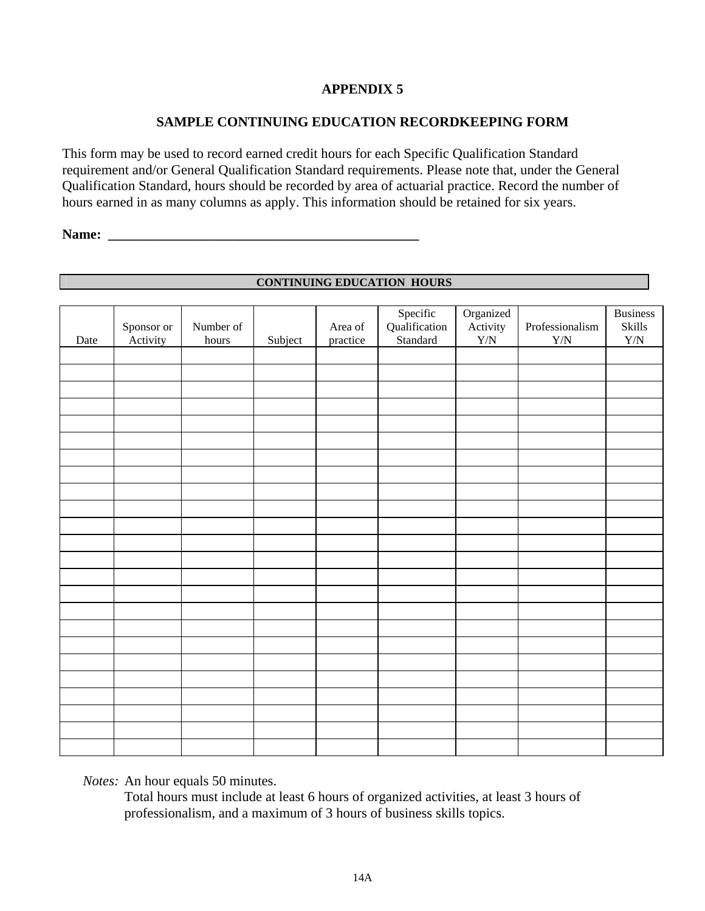# APPENDIX 5

## SAMPLE CONTINUING EDUCATION RECORDKEEPING FORM

This form may be used to record earned credit hours for each Specific Qualification Standard requirement and/or General Qualification Standard requirements. Please note that, under the General Qualification Standard, hours should be recorded by area of actuarial practice. Record the number of hours earned in as many columns as apply. This information should be retained for six years.

**Name: ______________________________________________**

**CONTINUING EDUCATION HOURS**

| Date | Sponsor or Activity | Number of hours | Subject | Area of practice | Specific Qualification Standard | Organized Activity Y/N | Professionalism Y/N | Business Skills Y/N |
|---|---|---|---|---|---|---|---|---|
| | | | | | | | | |
| | | | | | | | | |
| | | | | | | | | |
| | | | | | | | | |
| | | | | | | | | |
| | | | | | | | | |
| | | | | | | | | |
| | | | | | | | | |
| | | | | | | | | |
| | | | | | | | | |
| | | | | | | | | |
| | | | | | | | | |
| | | | | | | | | |
| | | | | | | | | |
| | | | | | | | | |
| | | | | | | | | |
| | | | | | | | | |
| | | | | | | | | |
| | | | | | | | | |
| | | | | | | | | |
| | | | | | | | | |
| | | | | | | | | |
| | | | | | | | | |
| | | | | | | | | |

*Notes:* An hour equals 50 minutes.
Total hours must include at least 6 hours of organized activities, at least 3 hours of professionalism, and a maximum of 3 hours of business skills topics.